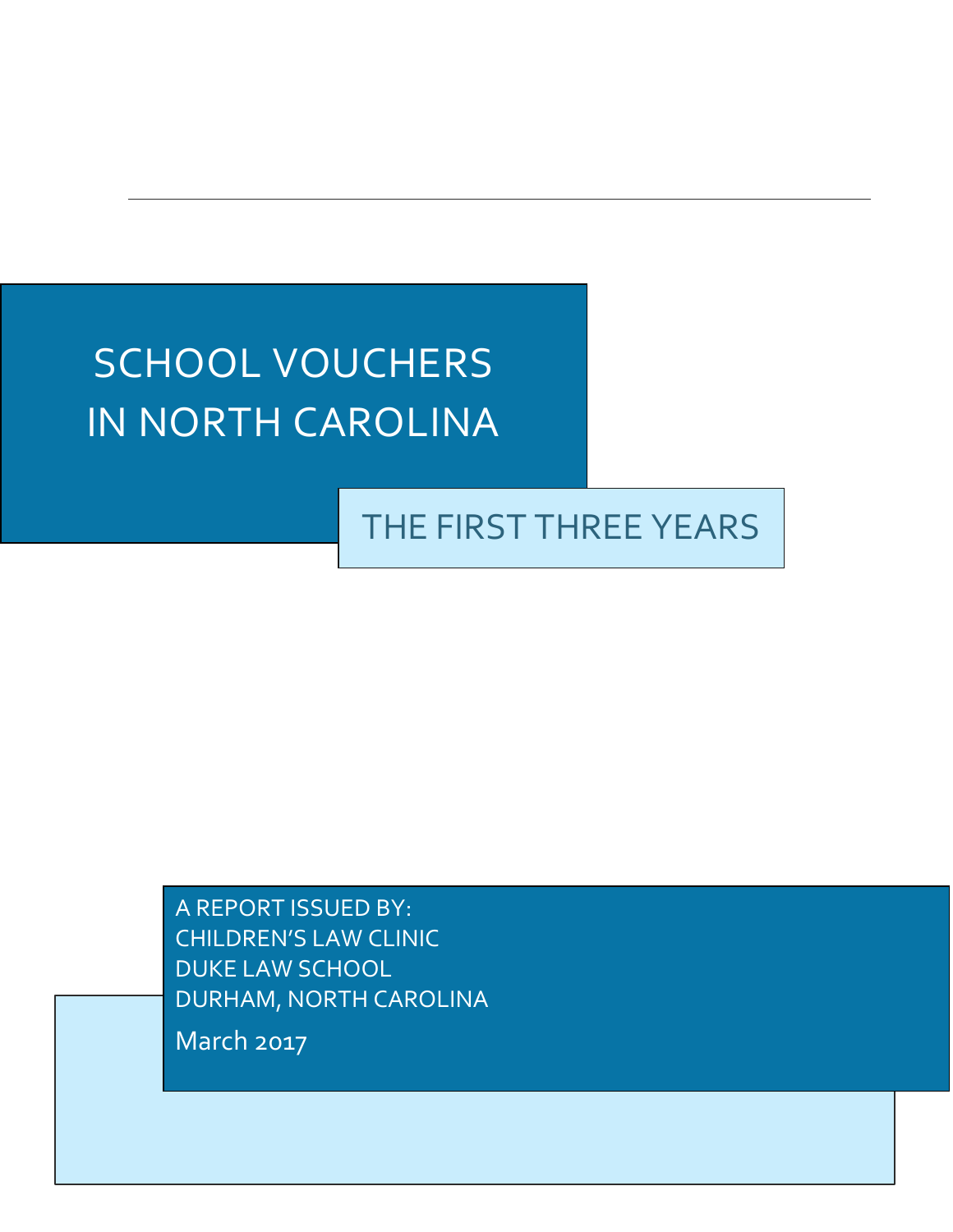# SCHOOL VOUCHERS IN NORTH CAROLINA

## THE FIRST THREE YEARS

A REPORT ISSUED BY:
CHILDREN'S LAW CLINIC
DUKE LAW SCHOOL
DURHAM, NORTH CAROLINA

March 2017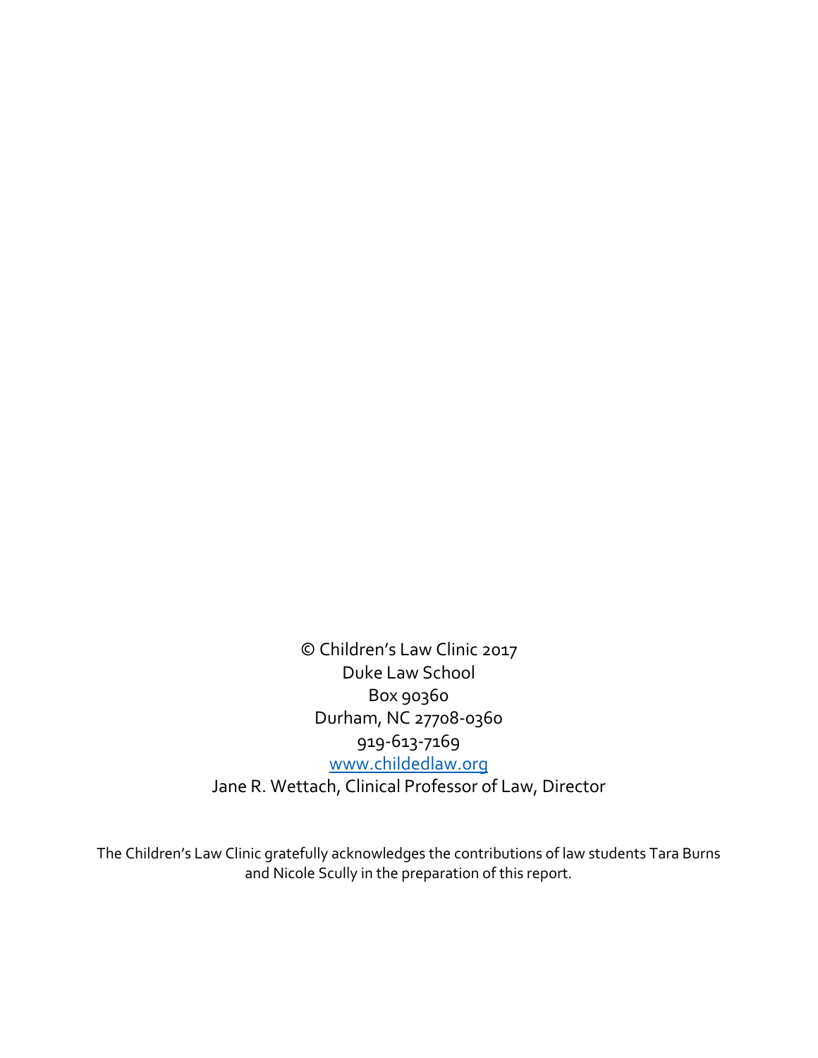© Children's Law Clinic 2017
Duke Law School
Box 90360
Durham, NC 27708-0360
919-613-7169
www.childedlaw.org
Jane R. Wettach, Clinical Professor of Law, Director

The Children's Law Clinic gratefully acknowledges the contributions of law students Tara Burns and Nicole Scully in the preparation of this report.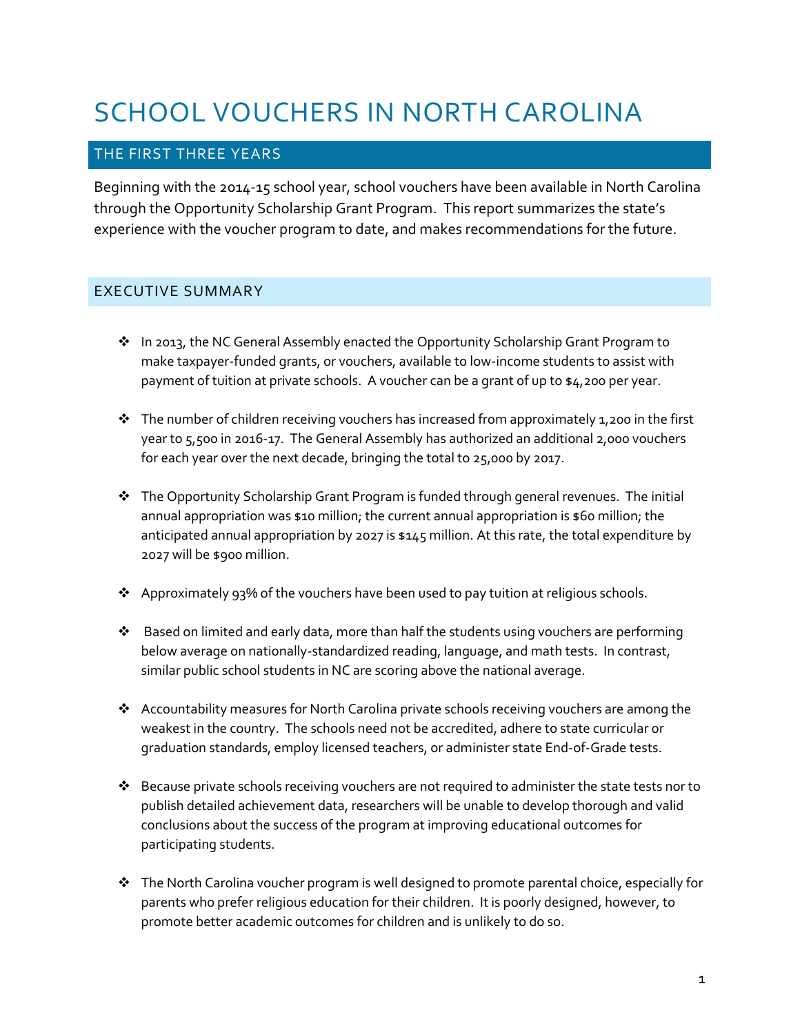# SCHOOL VOUCHERS IN NORTH CAROLINA

## THE FIRST THREE YEARS

Beginning with the 2014-15 school year, school vouchers have been available in North Carolina through the Opportunity Scholarship Grant Program. This report summarizes the state's experience with the voucher program to date, and makes recommendations for the future.

## EXECUTIVE SUMMARY

- In 2013, the NC General Assembly enacted the Opportunity Scholarship Grant Program to make taxpayer-funded grants, or vouchers, available to low-income students to assist with payment of tuition at private schools. A voucher can be a grant of up to $4,200 per year.

- The number of children receiving vouchers has increased from approximately 1,200 in the first year to 5,500 in 2016-17. The General Assembly has authorized an additional 2,000 vouchers for each year over the next decade, bringing the total to 25,000 by 2017.

- The Opportunity Scholarship Grant Program is funded through general revenues. The initial annual appropriation was $10 million; the current annual appropriation is $60 million; the anticipated annual appropriation by 2027 is $145 million. At this rate, the total expenditure by 2027 will be $900 million.

- Approximately 93% of the vouchers have been used to pay tuition at religious schools.

- Based on limited and early data, more than half the students using vouchers are performing below average on nationally-standardized reading, language, and math tests. In contrast, similar public school students in NC are scoring above the national average.

- Accountability measures for North Carolina private schools receiving vouchers are among the weakest in the country. The schools need not be accredited, adhere to state curricular or graduation standards, employ licensed teachers, or administer state End-of-Grade tests.

- Because private schools receiving vouchers are not required to administer the state tests nor to publish detailed achievement data, researchers will be unable to develop thorough and valid conclusions about the success of the program at improving educational outcomes for participating students.

- The North Carolina voucher program is well designed to promote parental choice, especially for parents who prefer religious education for their children. It is poorly designed, however, to promote better academic outcomes for children and is unlikely to do so.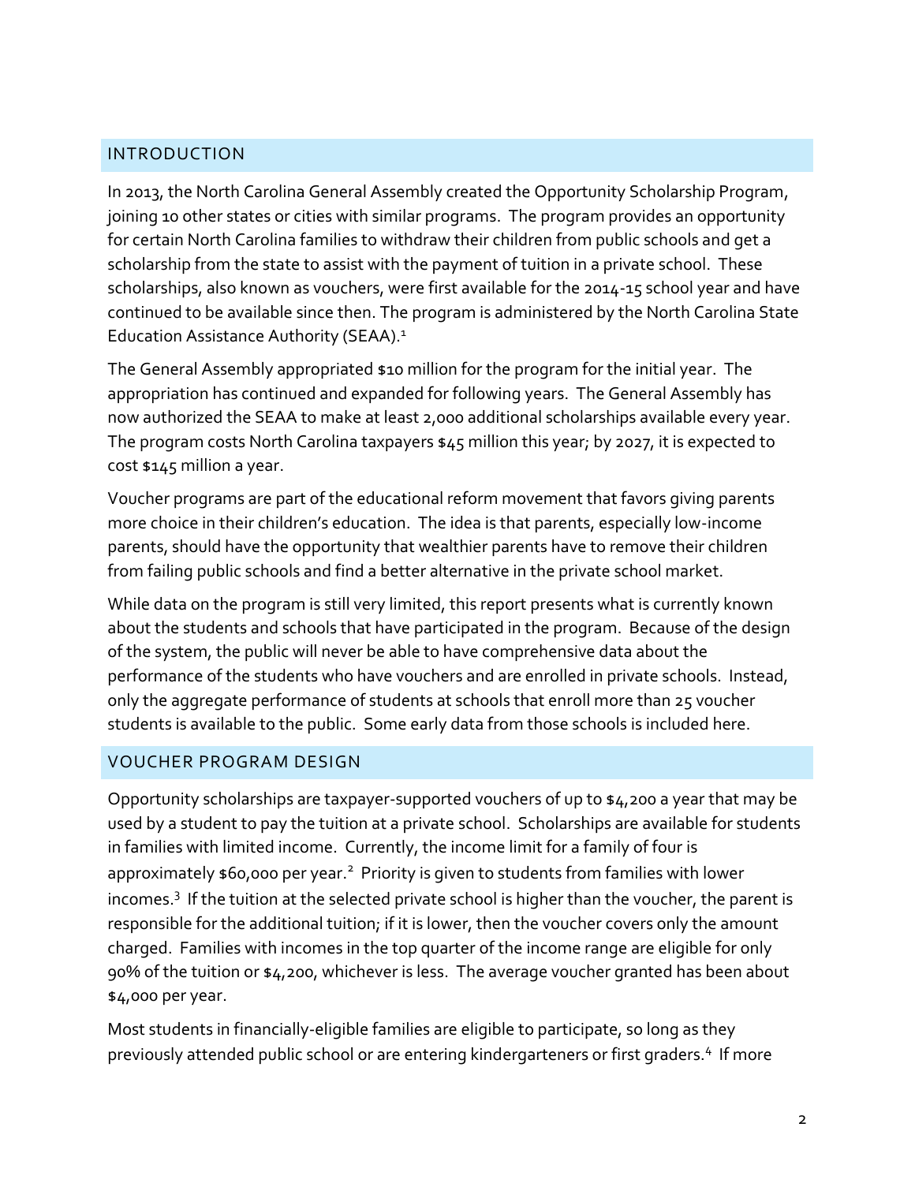## INTRODUCTION

In 2013, the North Carolina General Assembly created the Opportunity Scholarship Program, joining 10 other states or cities with similar programs. The program provides an opportunity for certain North Carolina families to withdraw their children from public schools and get a scholarship from the state to assist with the payment of tuition in a private school. These scholarships, also known as vouchers, were first available for the 2014-15 school year and have continued to be available since then. The program is administered by the North Carolina State Education Assistance Authority (SEAA).[1]

The General Assembly appropriated $10 million for the program for the initial year. The appropriation has continued and expanded for following years. The General Assembly has now authorized the SEAA to make at least 2,000 additional scholarships available every year. The program costs North Carolina taxpayers $45 million this year; by 2027, it is expected to cost $145 million a year.

Voucher programs are part of the educational reform movement that favors giving parents more choice in their children's education. The idea is that parents, especially low-income parents, should have the opportunity that wealthier parents have to remove their children from failing public schools and find a better alternative in the private school market.

While data on the program is still very limited, this report presents what is currently known about the students and schools that have participated in the program. Because of the design of the system, the public will never be able to have comprehensive data about the performance of the students who have vouchers and are enrolled in private schools. Instead, only the aggregate performance of students at schools that enroll more than 25 voucher students is available to the public. Some early data from those schools is included here.

## VOUCHER PROGRAM DESIGN

Opportunity scholarships are taxpayer-supported vouchers of up to $4,200 a year that may be used by a student to pay the tuition at a private school. Scholarships are available for students in families with limited income. Currently, the income limit for a family of four is approximately $60,000 per year.[2] Priority is given to students from families with lower incomes.[3] If the tuition at the selected private school is higher than the voucher, the parent is responsible for the additional tuition; if it is lower, then the voucher covers only the amount charged. Families with incomes in the top quarter of the income range are eligible for only 90% of the tuition or $4,200, whichever is less. The average voucher granted has been about $4,000 per year.

Most students in financially-eligible families are eligible to participate, so long as they previously attended public school or are entering kindergarteners or first graders.[4] If more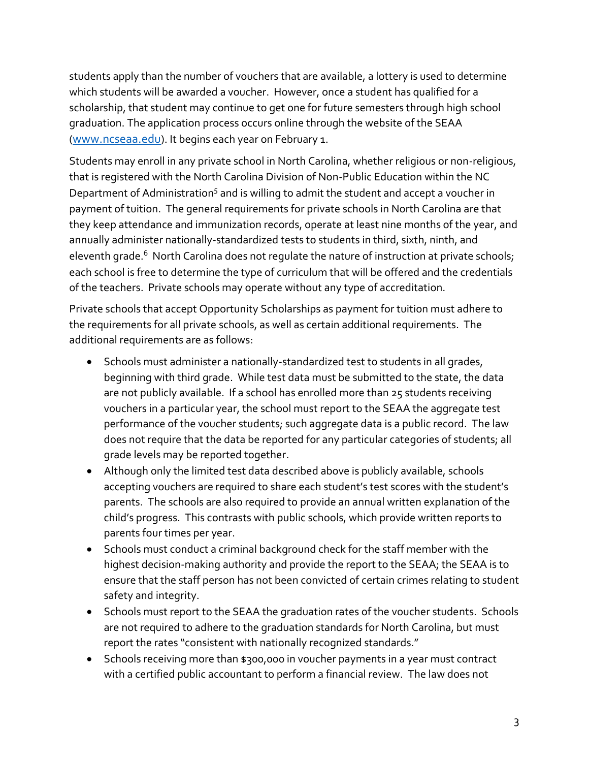students apply than the number of vouchers that are available, a lottery is used to determine which students will be awarded a voucher. However, once a student has qualified for a scholarship, that student may continue to get one for future semesters through high school graduation. The application process occurs online through the website of the SEAA ([www.ncseaa.edu](http://www.ncseaa.edu)). It begins each year on February 1.

Students may enroll in any private school in North Carolina, whether religious or non-religious, that is registered with the North Carolina Division of Non-Public Education within the NC Department of Administration[5] and is willing to admit the student and accept a voucher in payment of tuition. The general requirements for private schools in North Carolina are that they keep attendance and immunization records, operate at least nine months of the year, and annually administer nationally-standardized tests to students in third, sixth, ninth, and eleventh grade.[6] North Carolina does not regulate the nature of instruction at private schools; each school is free to determine the type of curriculum that will be offered and the credentials of the teachers. Private schools may operate without any type of accreditation.

Private schools that accept Opportunity Scholarships as payment for tuition must adhere to the requirements for all private schools, as well as certain additional requirements. The additional requirements are as follows:

- Schools must administer a nationally-standardized test to students in all grades, beginning with third grade. While test data must be submitted to the state, the data are not publicly available. If a school has enrolled more than 25 students receiving vouchers in a particular year, the school must report to the SEAA the aggregate test performance of the voucher students; such aggregate data is a public record. The law does not require that the data be reported for any particular categories of students; all grade levels may be reported together.
- Although only the limited test data described above is publicly available, schools accepting vouchers are required to share each student's test scores with the student's parents. The schools are also required to provide an annual written explanation of the child's progress. This contrasts with public schools, which provide written reports to parents four times per year.
- Schools must conduct a criminal background check for the staff member with the highest decision-making authority and provide the report to the SEAA; the SEAA is to ensure that the staff person has not been convicted of certain crimes relating to student safety and integrity.
- Schools must report to the SEAA the graduation rates of the voucher students. Schools are not required to adhere to the graduation standards for North Carolina, but must report the rates "consistent with nationally recognized standards."
- Schools receiving more than $300,000 in voucher payments in a year must contract with a certified public accountant to perform a financial review. The law does not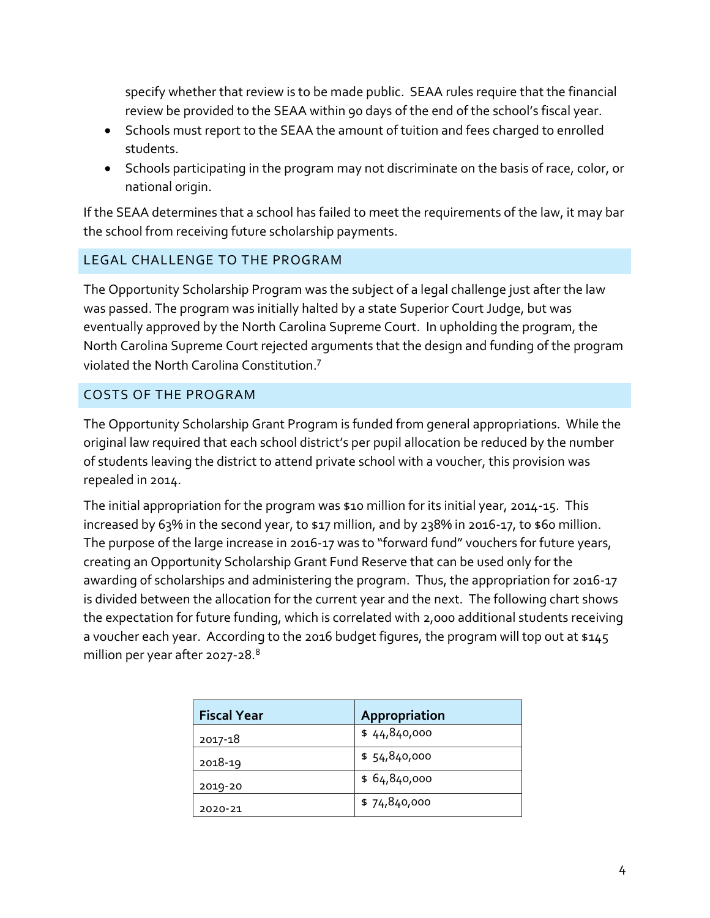specify whether that review is to be made public. SEAA rules require that the financial review be provided to the SEAA within 90 days of the end of the school's fiscal year.

- Schools must report to the SEAA the amount of tuition and fees charged to enrolled students.
- Schools participating in the program may not discriminate on the basis of race, color, or national origin.

If the SEAA determines that a school has failed to meet the requirements of the law, it may bar the school from receiving future scholarship payments.

## LEGAL CHALLENGE TO THE PROGRAM

The Opportunity Scholarship Program was the subject of a legal challenge just after the law was passed. The program was initially halted by a state Superior Court Judge, but was eventually approved by the North Carolina Supreme Court. In upholding the program, the North Carolina Supreme Court rejected arguments that the design and funding of the program violated the North Carolina Constitution.[7]

## COSTS OF THE PROGRAM

The Opportunity Scholarship Grant Program is funded from general appropriations. While the original law required that each school district's per pupil allocation be reduced by the number of students leaving the district to attend private school with a voucher, this provision was repealed in 2014.

The initial appropriation for the program was $10 million for its initial year, 2014-15. This increased by 63% in the second year, to $17 million, and by 238% in 2016-17, to $60 million. The purpose of the large increase in 2016-17 was to "forward fund" vouchers for future years, creating an Opportunity Scholarship Grant Fund Reserve that can be used only for the awarding of scholarships and administering the program. Thus, the appropriation for 2016-17 is divided between the allocation for the current year and the next. The following chart shows the expectation for future funding, which is correlated with 2,000 additional students receiving a voucher each year. According to the 2016 budget figures, the program will top out at $145 million per year after 2027-28.[8]

| Fiscal Year | Appropriation |
|---|---|
| 2017-18 | $ 44,840,000 |
| 2018-19 | $ 54,840,000 |
| 2019-20 | $ 64,840,000 |
| 2020-21 | $ 74,840,000 |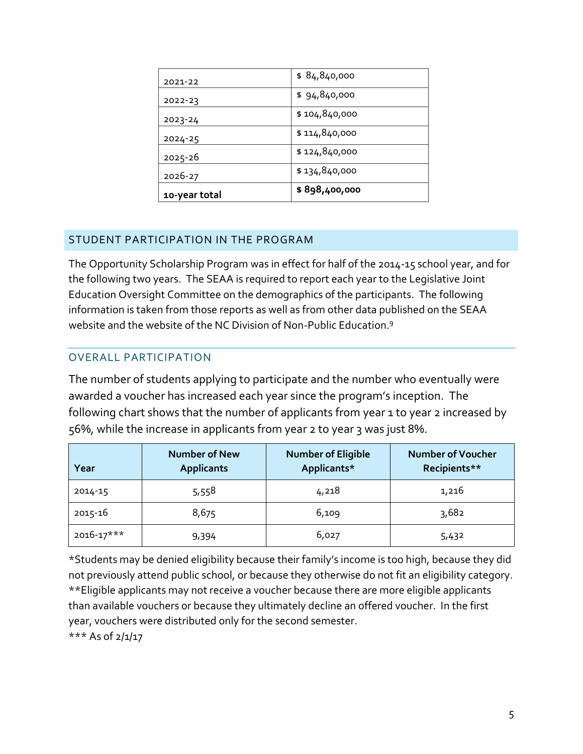| | |
|---|---|
| 2021-22 | $ 84,840,000 |
| 2022-23 | $ 94,840,000 |
| 2023-24 | $ 104,840,000 |
| 2024-25 | $ 114,840,000 |
| 2025-26 | $ 124,840,000 |
| 2026-27 | $ 134,840,000 |
| **10-year total** | **$ 898,400,000** |

## STUDENT PARTICIPATION IN THE PROGRAM

The Opportunity Scholarship Program was in effect for half of the 2014-15 school year, and for the following two years. The SEAA is required to report each year to the Legislative Joint Education Oversight Committee on the demographics of the participants. The following information is taken from those reports as well as from other data published on the SEAA website and the website of the NC Division of Non-Public Education.[9]

### OVERALL PARTICIPATION

The number of students applying to participate and the number who eventually were awarded a voucher has increased each year since the program's inception. The following chart shows that the number of applicants from year 1 to year 2 increased by 56%, while the increase in applicants from year 2 to year 3 was just 8%.

| Year | Number of New Applicants | Number of Eligible Applicants* | Number of Voucher Recipients** |
|---|---|---|---|
| 2014-15 | 5,558 | 4,218 | 1,216 |
| 2015-16 | 8,675 | 6,109 | 3,682 |
| 2016-17*** | 9,394 | 6,027 | 5,432 |

*Students may be denied eligibility because their family's income is too high, because they did not previously attend public school, or because they otherwise do not fit an eligibility category.
**Eligible applicants may not receive a voucher because there are more eligible applicants than available vouchers or because they ultimately decline an offered voucher. In the first year, vouchers were distributed only for the second semester.
*** As of 2/1/17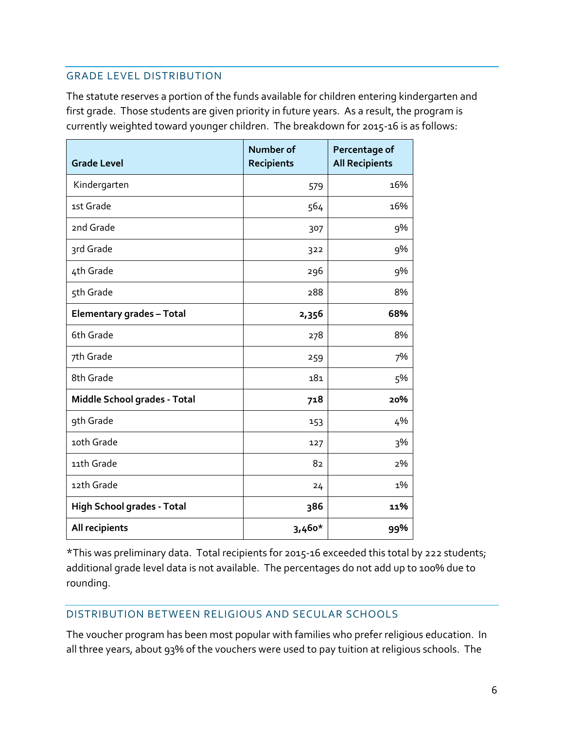## GRADE LEVEL DISTRIBUTION

The statute reserves a portion of the funds available for children entering kindergarten and first grade. Those students are given priority in future years. As a result, the program is currently weighted toward younger children. The breakdown for 2015-16 is as follows:

| Grade Level | Number of Recipients | Percentage of All Recipients |
|---|---|---|
| Kindergarten | 579 | 16% |
| 1st Grade | 564 | 16% |
| 2nd Grade | 307 | 9% |
| 3rd Grade | 322 | 9% |
| 4th Grade | 296 | 9% |
| 5th Grade | 288 | 8% |
| **Elementary grades – Total** | **2,356** | **68%** |
| 6th Grade | 278 | 8% |
| 7th Grade | 259 | 7% |
| 8th Grade | 181 | 5% |
| **Middle School grades - Total** | **718** | **20%** |
| 9th Grade | 153 | 4% |
| 10th Grade | 127 | 3% |
| 11th Grade | 82 | 2% |
| 12th Grade | 24 | 1% |
| **High School grades - Total** | **386** | **11%** |
| **All recipients** | **3,460*** | **99%** |

*This was preliminary data. Total recipients for 2015-16 exceeded this total by 222 students; additional grade level data is not available. The percentages do not add up to 100% due to rounding.

## DISTRIBUTION BETWEEN RELIGIOUS AND SECULAR SCHOOLS

The voucher program has been most popular with families who prefer religious education. In all three years, about 93% of the vouchers were used to pay tuition at religious schools. The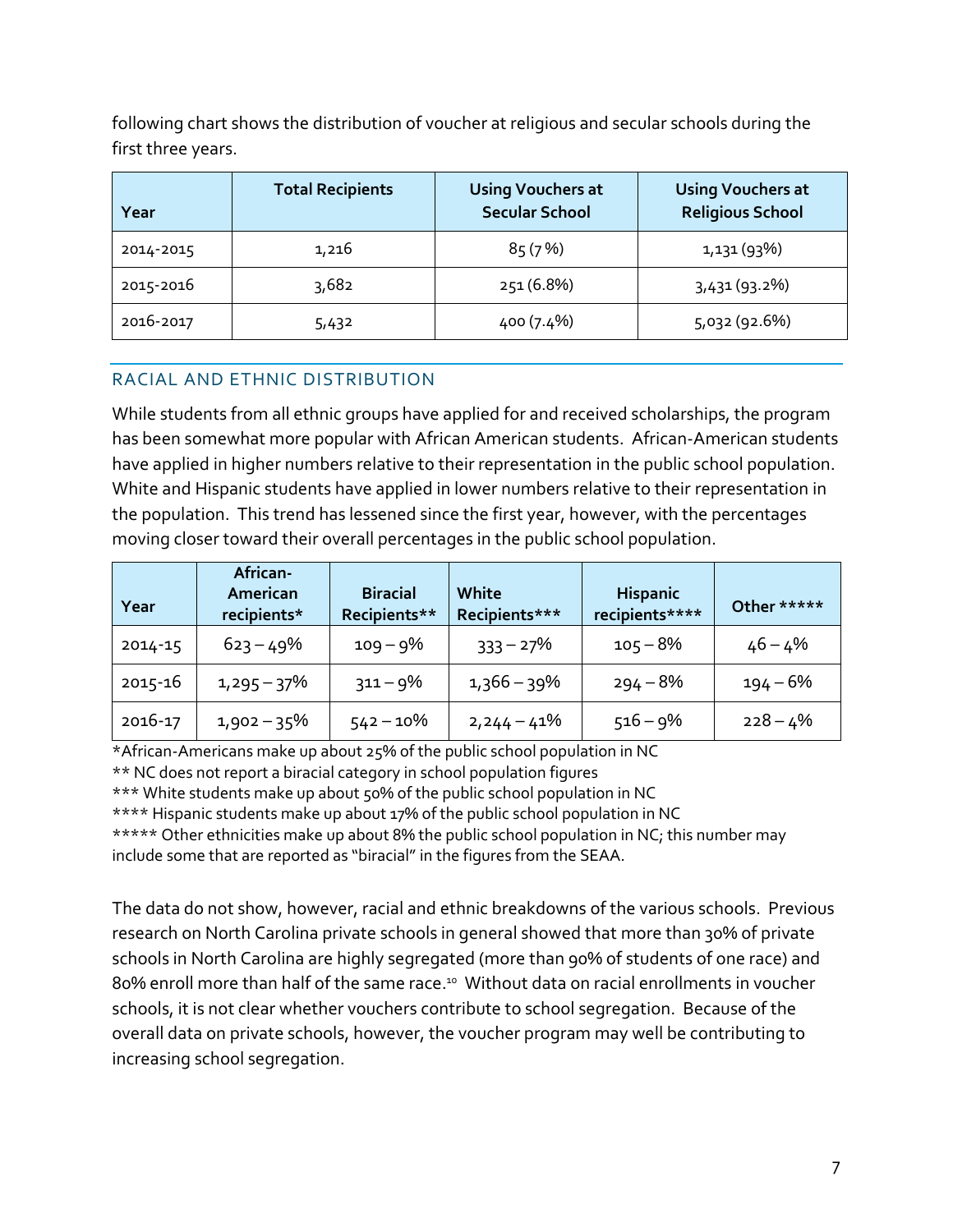following chart shows the distribution of voucher at religious and secular schools during the first three years.

| Year | Total Recipients | Using Vouchers at Secular School | Using Vouchers at Religious School |
|---|---|---|---|
| 2014-2015 | 1,216 | 85 (7 %) | 1,131 (93%) |
| 2015-2016 | 3,682 | 251 (6.8%) | 3,431 (93.2%) |
| 2016-2017 | 5,432 | 400 (7.4%) | 5,032 (92.6%) |

## RACIAL AND ETHNIC DISTRIBUTION

While students from all ethnic groups have applied for and received scholarships, the program has been somewhat more popular with African American students. African-American students have applied in higher numbers relative to their representation in the public school population. White and Hispanic students have applied in lower numbers relative to their representation in the population. This trend has lessened since the first year, however, with the percentages moving closer toward their overall percentages in the public school population.

| Year | African-American recipients* | Biracial Recipients** | White Recipients*** | Hispanic recipients**** | Other ***** |
|---|---|---|---|---|---|
| 2014-15 | 623 – 49% | 109 – 9% | 333 – 27% | 105 – 8% | 46 – 4% |
| 2015-16 | 1,295 – 37% | 311 – 9% | 1,366 – 39% | 294 – 8% | 194 – 6% |
| 2016-17 | 1,902 – 35% | 542 – 10% | 2,244 – 41% | 516 – 9% | 228 – 4% |

*African-Americans make up about 25% of the public school population in NC
** NC does not report a biracial category in school population figures
*** White students make up about 50% of the public school population in NC
**** Hispanic students make up about 17% of the public school population in NC
***** Other ethnicities make up about 8% the public school population in NC; this number may include some that are reported as "biracial" in the figures from the SEAA.

The data do not show, however, racial and ethnic breakdowns of the various schools. Previous research on North Carolina private schools in general showed that more than 30% of private schools in North Carolina are highly segregated (more than 90% of students of one race) and 80% enroll more than half of the same race.[10] Without data on racial enrollments in voucher schools, it is not clear whether vouchers contribute to school segregation. Because of the overall data on private schools, however, the voucher program may well be contributing to increasing school segregation.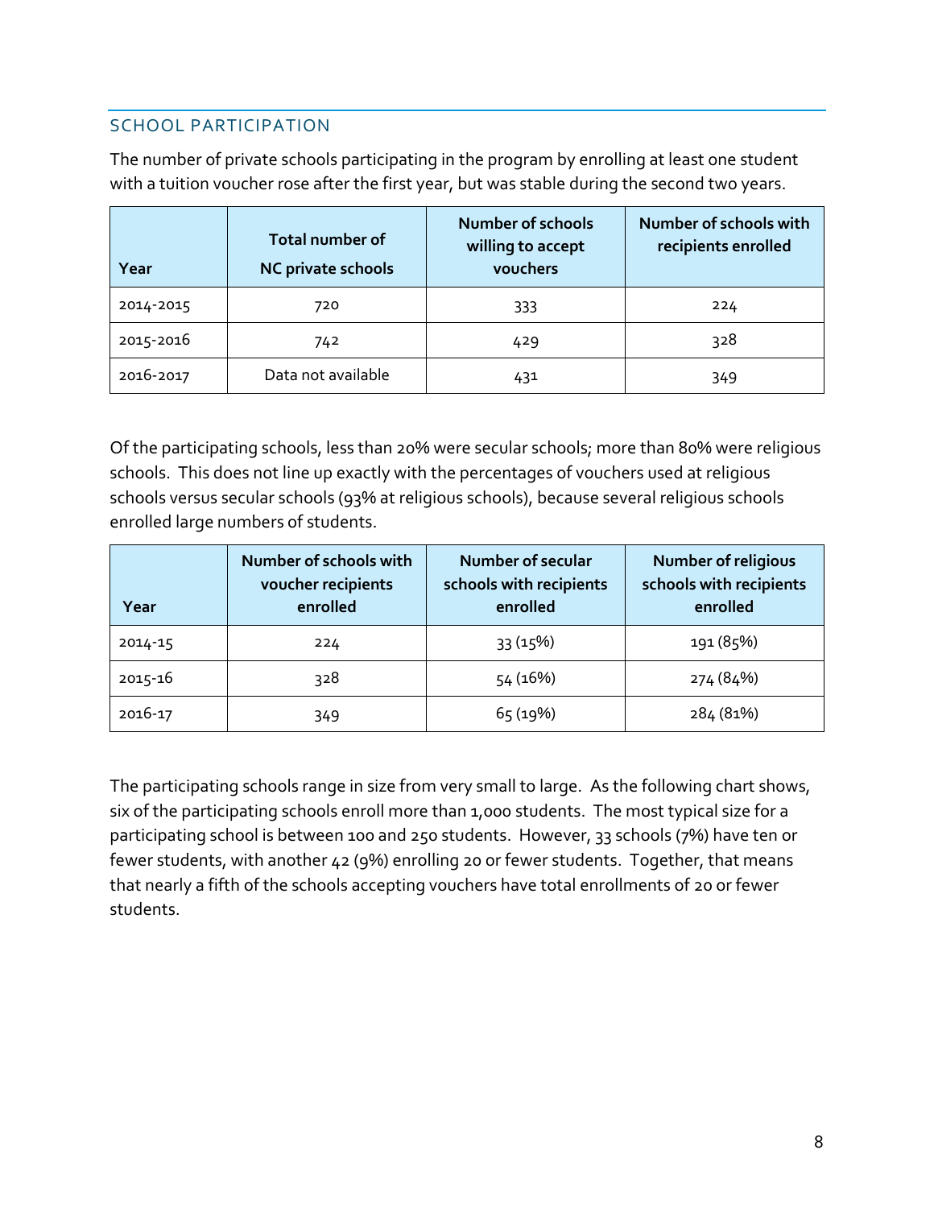## SCHOOL PARTICIPATION

The number of private schools participating in the program by enrolling at least one student with a tuition voucher rose after the first year, but was stable during the second two years.

| Year | Total number of NC private schools | Number of schools willing to accept vouchers | Number of schools with recipients enrolled |
|---|---|---|---|
| 2014-2015 | 720 | 333 | 224 |
| 2015-2016 | 742 | 429 | 328 |
| 2016-2017 | Data not available | 431 | 349 |

Of the participating schools, less than 20% were secular schools; more than 80% were religious schools. This does not line up exactly with the percentages of vouchers used at religious schools versus secular schools (93% at religious schools), because several religious schools enrolled large numbers of students.

| Year | Number of schools with voucher recipients enrolled | Number of secular schools with recipients enrolled | Number of religious schools with recipients enrolled |
|---|---|---|---|
| 2014-15 | 224 | 33 (15%) | 191 (85%) |
| 2015-16 | 328 | 54 (16%) | 274 (84%) |
| 2016-17 | 349 | 65 (19%) | 284 (81%) |

The participating schools range in size from very small to large. As the following chart shows, six of the participating schools enroll more than 1,000 students. The most typical size for a participating school is between 100 and 250 students. However, 33 schools (7%) have ten or fewer students, with another 42 (9%) enrolling 20 or fewer students. Together, that means that nearly a fifth of the schools accepting vouchers have total enrollments of 20 or fewer students.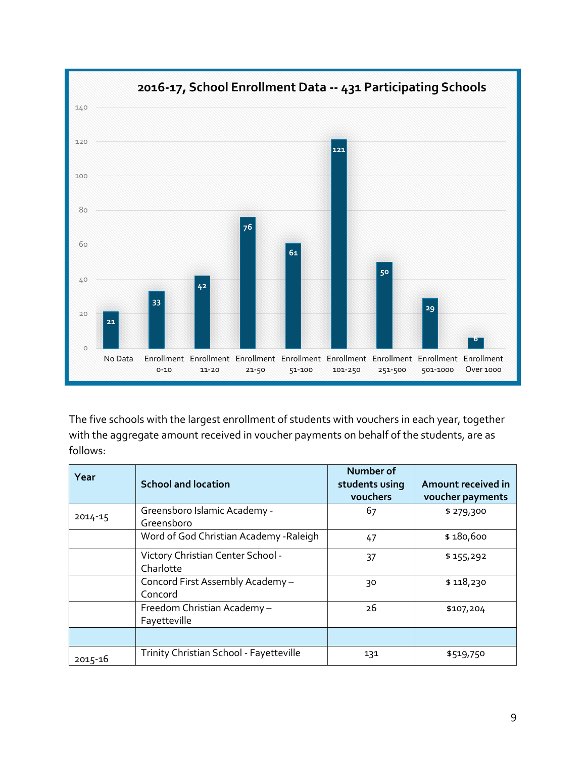**2016-17, School Enrollment Data -- 431 Participating Schools**

| Category | Number of Schools |
|---|---|
| No Data | 21 |
| Enrollment 0-10 | 33 |
| Enrollment 11-20 | 42 |
| Enrollment 21-50 | 76 |
| Enrollment 51-100 | 61 |
| Enrollment 101-250 | 121 |
| Enrollment 251-500 | 50 |
| Enrollment 501-1000 | 29 |
| Enrollment Over 1000 | 6 |

The five schools with the largest enrollment of students with vouchers in each year, together with the aggregate amount received in voucher payments on behalf of the students, are as follows:

| Year | School and location | Number of students using vouchers | Amount received in voucher payments |
|---|---|---|---|
| 2014-15 | Greensboro Islamic Academy - Greensboro | 67 | $ 279,300 |
| | Word of God Christian Academy -Raleigh | 47 | $ 180,600 |
| | Victory Christian Center School - Charlotte | 37 | $ 155,292 |
| | Concord First Assembly Academy – Concord | 30 | $ 118,230 |
| | Freedom Christian Academy – Fayetteville | 26 | $107,204 |
| | | | |
| 2015-16 | Trinity Christian School - Fayetteville | 131 | $519,750 |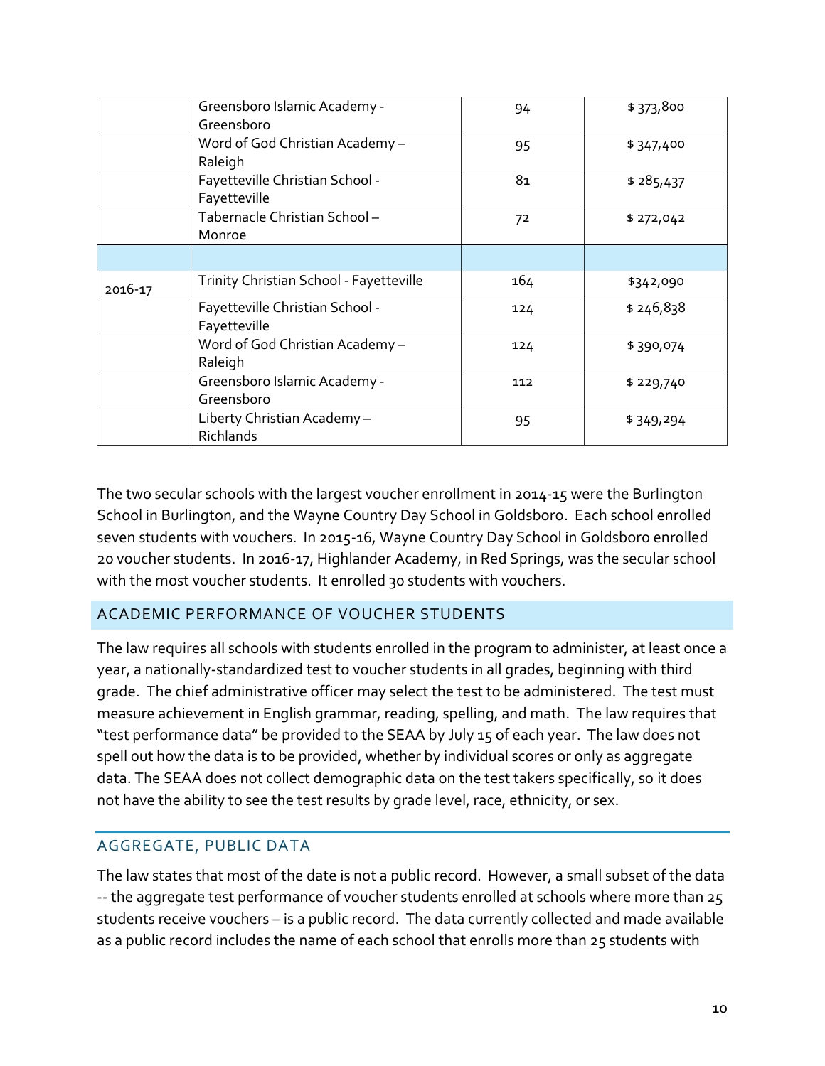|  |  |  |  |
|---|---|---|---|
|  | Greensboro Islamic Academy - Greensboro | 94 | $ 373,800 |
|  | Word of God Christian Academy – Raleigh | 95 | $ 347,400 |
|  | Fayetteville Christian School - Fayetteville | 81 | $ 285,437 |
|  | Tabernacle Christian School – Monroe | 72 | $ 272,042 |
|  |  |  |  |
| 2016-17 | Trinity Christian School - Fayetteville | 164 | $342,090 |
|  | Fayetteville Christian School - Fayetteville | 124 | $ 246,838 |
|  | Word of God Christian Academy – Raleigh | 124 | $ 390,074 |
|  | Greensboro Islamic Academy - Greensboro | 112 | $ 229,740 |
|  | Liberty Christian Academy – Richlands | 95 | $ 349,294 |

The two secular schools with the largest voucher enrollment in 2014-15 were the Burlington School in Burlington, and the Wayne Country Day School in Goldsboro. Each school enrolled seven students with vouchers. In 2015-16, Wayne Country Day School in Goldsboro enrolled 20 voucher students. In 2016-17, Highlander Academy, in Red Springs, was the secular school with the most voucher students. It enrolled 30 students with vouchers.

## ACADEMIC PERFORMANCE OF VOUCHER STUDENTS

The law requires all schools with students enrolled in the program to administer, at least once a year, a nationally-standardized test to voucher students in all grades, beginning with third grade. The chief administrative officer may select the test to be administered. The test must measure achievement in English grammar, reading, spelling, and math. The law requires that "test performance data" be provided to the SEAA by July 15 of each year. The law does not spell out how the data is to be provided, whether by individual scores or only as aggregate data. The SEAA does not collect demographic data on the test takers specifically, so it does not have the ability to see the test results by grade level, race, ethnicity, or sex.

### AGGREGATE, PUBLIC DATA

The law states that most of the date is not a public record. However, a small subset of the data -- the aggregate test performance of voucher students enrolled at schools where more than 25 students receive vouchers – is a public record. The data currently collected and made available as a public record includes the name of each school that enrolls more than 25 students with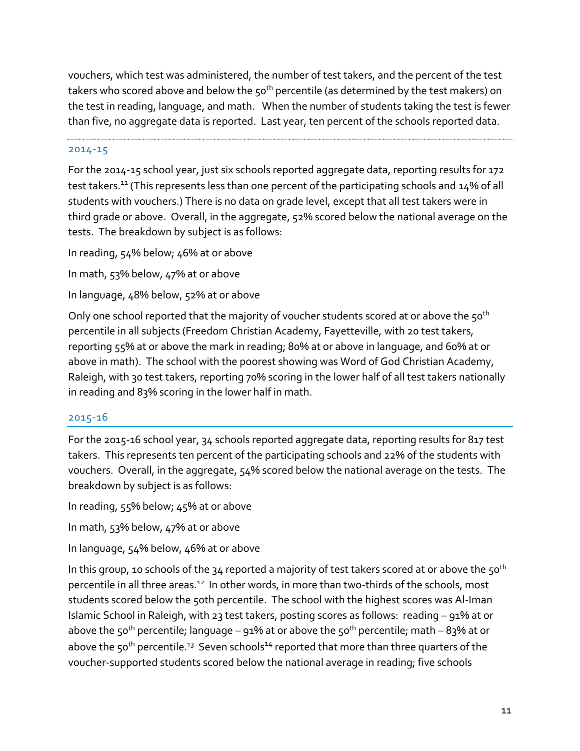vouchers, which test was administered, the number of test takers, and the percent of the test takers who scored above and below the 50th percentile (as determined by the test makers) on the test in reading, language, and math. When the number of students taking the test is fewer than five, no aggregate data is reported. Last year, ten percent of the schools reported data.

### 2014-15

For the 2014-15 school year, just six schools reported aggregate data, reporting results for 172 test takers.[11] (This represents less than one percent of the participating schools and 14% of all students with vouchers.) There is no data on grade level, except that all test takers were in third grade or above. Overall, in the aggregate, 52% scored below the national average on the tests. The breakdown by subject is as follows:

In reading, 54% below; 46% at or above

In math, 53% below, 47% at or above

In language, 48% below, 52% at or above

Only one school reported that the majority of voucher students scored at or above the 50th percentile in all subjects (Freedom Christian Academy, Fayetteville, with 20 test takers, reporting 55% at or above the mark in reading; 80% at or above in language, and 60% at or above in math). The school with the poorest showing was Word of God Christian Academy, Raleigh, with 30 test takers, reporting 70% scoring in the lower half of all test takers nationally in reading and 83% scoring in the lower half in math.

### 2015-16

For the 2015-16 school year, 34 schools reported aggregate data, reporting results for 817 test takers. This represents ten percent of the participating schools and 22% of the students with vouchers. Overall, in the aggregate, 54% scored below the national average on the tests. The breakdown by subject is as follows:

In reading, 55% below; 45% at or above

In math, 53% below, 47% at or above

In language, 54% below, 46% at or above

In this group, 10 schools of the 34 reported a majority of test takers scored at or above the 50th percentile in all three areas.[12] In other words, in more than two-thirds of the schools, most students scored below the 50th percentile. The school with the highest scores was Al-Iman Islamic School in Raleigh, with 23 test takers, posting scores as follows: reading – 91% at or above the 50th percentile; language – 91% at or above the 50th percentile; math – 83% at or above the 50th percentile.[13] Seven schools[14] reported that more than three quarters of the voucher-supported students scored below the national average in reading; five schools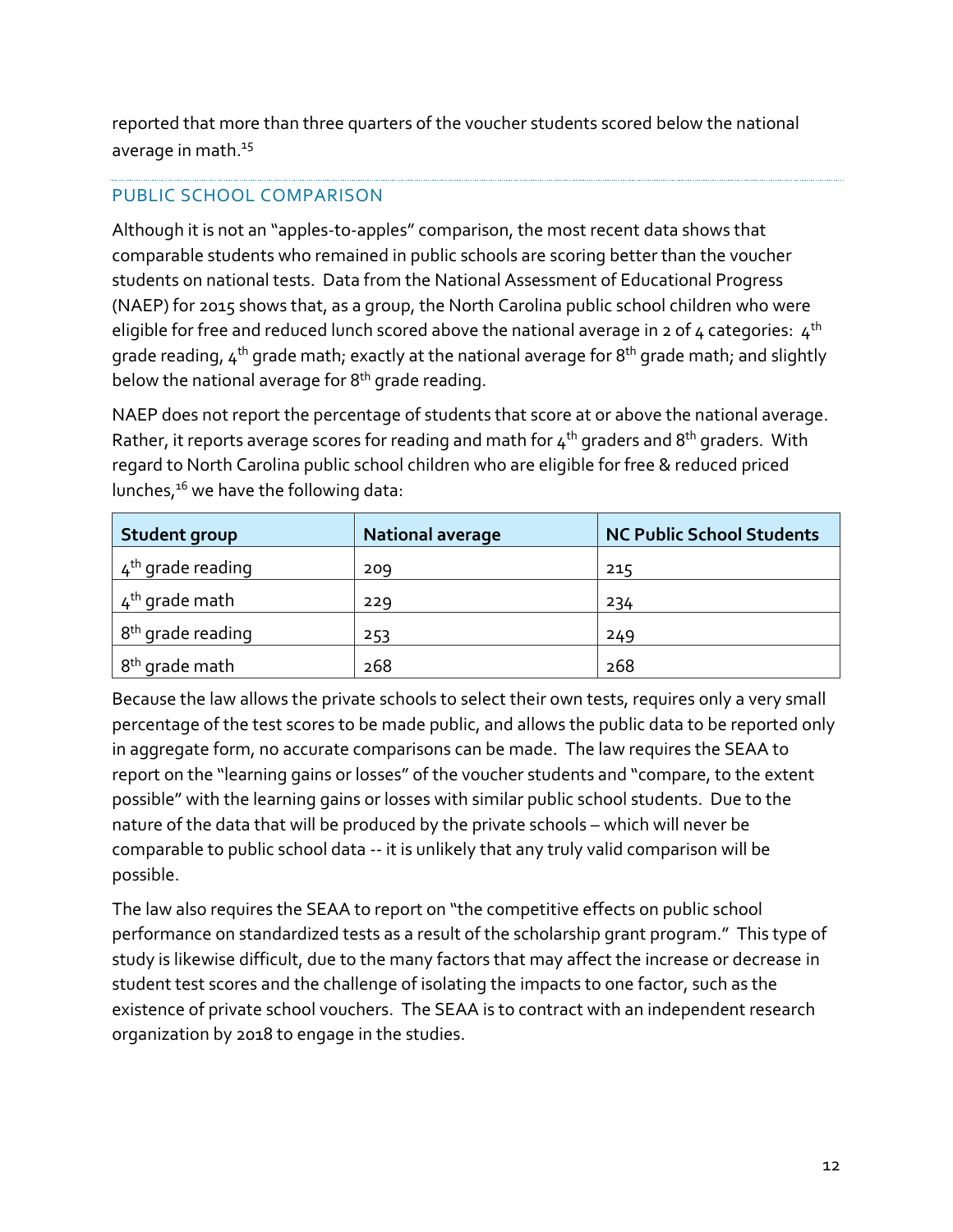reported that more than three quarters of the voucher students scored below the national average in math.[15]

## PUBLIC SCHOOL COMPARISON

Although it is not an "apples-to-apples" comparison, the most recent data shows that comparable students who remained in public schools are scoring better than the voucher students on national tests. Data from the National Assessment of Educational Progress (NAEP) for 2015 shows that, as a group, the North Carolina public school children who were eligible for free and reduced lunch scored above the national average in 2 of 4 categories: 4th grade reading, 4th grade math; exactly at the national average for 8th grade math; and slightly below the national average for 8th grade reading.

NAEP does not report the percentage of students that score at or above the national average. Rather, it reports average scores for reading and math for 4th graders and 8th graders. With regard to North Carolina public school children who are eligible for free & reduced priced lunches,[16] we have the following data:

| Student group | National average | NC Public School Students |
|---|---|---|
| 4th grade reading | 209 | 215 |
| 4th grade math | 229 | 234 |
| 8th grade reading | 253 | 249 |
| 8th grade math | 268 | 268 |

Because the law allows the private schools to select their own tests, requires only a very small percentage of the test scores to be made public, and allows the public data to be reported only in aggregate form, no accurate comparisons can be made. The law requires the SEAA to report on the "learning gains or losses" of the voucher students and "compare, to the extent possible" with the learning gains or losses with similar public school students. Due to the nature of the data that will be produced by the private schools – which will never be comparable to public school data -- it is unlikely that any truly valid comparison will be possible.

The law also requires the SEAA to report on "the competitive effects on public school performance on standardized tests as a result of the scholarship grant program." This type of study is likewise difficult, due to the many factors that may affect the increase or decrease in student test scores and the challenge of isolating the impacts to one factor, such as the existence of private school vouchers. The SEAA is to contract with an independent research organization by 2018 to engage in the studies.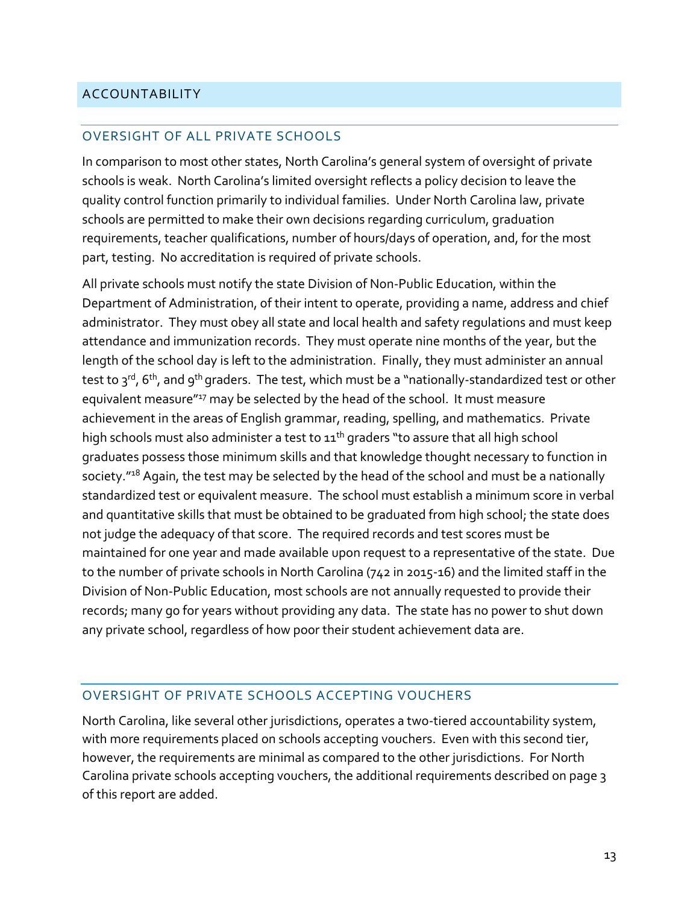## ACCOUNTABILITY

### OVERSIGHT OF ALL PRIVATE SCHOOLS

In comparison to most other states, North Carolina's general system of oversight of private schools is weak. North Carolina's limited oversight reflects a policy decision to leave the quality control function primarily to individual families. Under North Carolina law, private schools are permitted to make their own decisions regarding curriculum, graduation requirements, teacher qualifications, number of hours/days of operation, and, for the most part, testing. No accreditation is required of private schools.

All private schools must notify the state Division of Non-Public Education, within the Department of Administration, of their intent to operate, providing a name, address and chief administrator. They must obey all state and local health and safety regulations and must keep attendance and immunization records. They must operate nine months of the year, but the length of the school day is left to the administration. Finally, they must administer an annual test to 3rd, 6th, and 9th graders. The test, which must be a "nationally-standardized test or other equivalent measure"[17] may be selected by the head of the school. It must measure achievement in the areas of English grammar, reading, spelling, and mathematics. Private high schools must also administer a test to 11th graders "to assure that all high school graduates possess those minimum skills and that knowledge thought necessary to function in society."[18] Again, the test may be selected by the head of the school and must be a nationally standardized test or equivalent measure. The school must establish a minimum score in verbal and quantitative skills that must be obtained to be graduated from high school; the state does not judge the adequacy of that score. The required records and test scores must be maintained for one year and made available upon request to a representative of the state. Due to the number of private schools in North Carolina (742 in 2015-16) and the limited staff in the Division of Non-Public Education, most schools are not annually requested to provide their records; many go for years without providing any data. The state has no power to shut down any private school, regardless of how poor their student achievement data are.

### OVERSIGHT OF PRIVATE SCHOOLS ACCEPTING VOUCHERS

North Carolina, like several other jurisdictions, operates a two-tiered accountability system, with more requirements placed on schools accepting vouchers. Even with this second tier, however, the requirements are minimal as compared to the other jurisdictions. For North Carolina private schools accepting vouchers, the additional requirements described on page 3 of this report are added.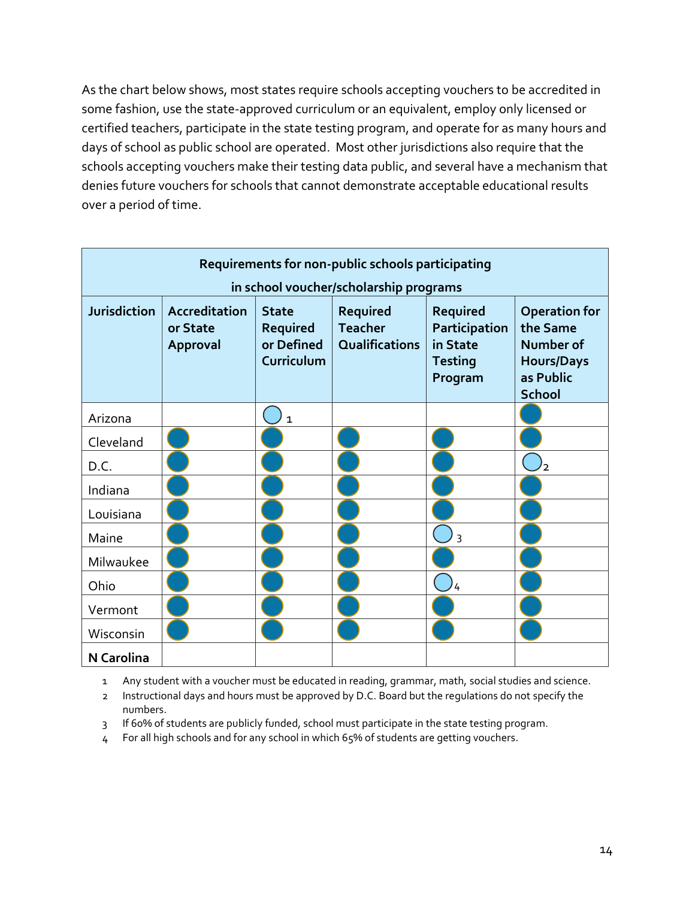As the chart below shows, most states require schools accepting vouchers to be accredited in some fashion, use the state-approved curriculum or an equivalent, employ only licensed or certified teachers, participate in the state testing program, and operate for as many hours and days of school as public school are operated. Most other jurisdictions also require that the schools accepting vouchers make their testing data public, and several have a mechanism that denies future vouchers for schools that cannot demonstrate acceptable educational results over a period of time.

| Requirements for non-public schools participating in school voucher/scholarship programs | | | | | |
|---|---|---|---|---|---|
| **Jurisdiction** | **Accreditation or State Approval** | **State Required or Defined Curriculum** | **Required Teacher Qualifications** | **Required Participation in State Testing Program** | **Operation for the Same Number of Hours/Days as Public School** |
| Arizona | | ○ 1 | | | ● |
| Cleveland | ● | ● | ● | ● | ● |
| D.C. | ● | ● | ● | ● | ○ 2 |
| Indiana | ● | ● | ● | ● | ● |
| Louisiana | ● | ● | ● | ● | ● |
| Maine | ● | ● | ● | ○ 3 | ● |
| Milwaukee | ● | ● | ● | ● | ● |
| Ohio | ● | ● | ● | ○ 4 | ● |
| Vermont | ● | ● | ● | ● | ● |
| Wisconsin | ● | ● | ● | ● | ● |
| **N Carolina** | | | | | |

1. Any student with a voucher must be educated in reading, grammar, math, social studies and science.
2. Instructional days and hours must be approved by D.C. Board but the regulations do not specify the numbers.
3. If 60% of students are publicly funded, school must participate in the state testing program.
4. For all high schools and for any school in which 65% of students are getting vouchers.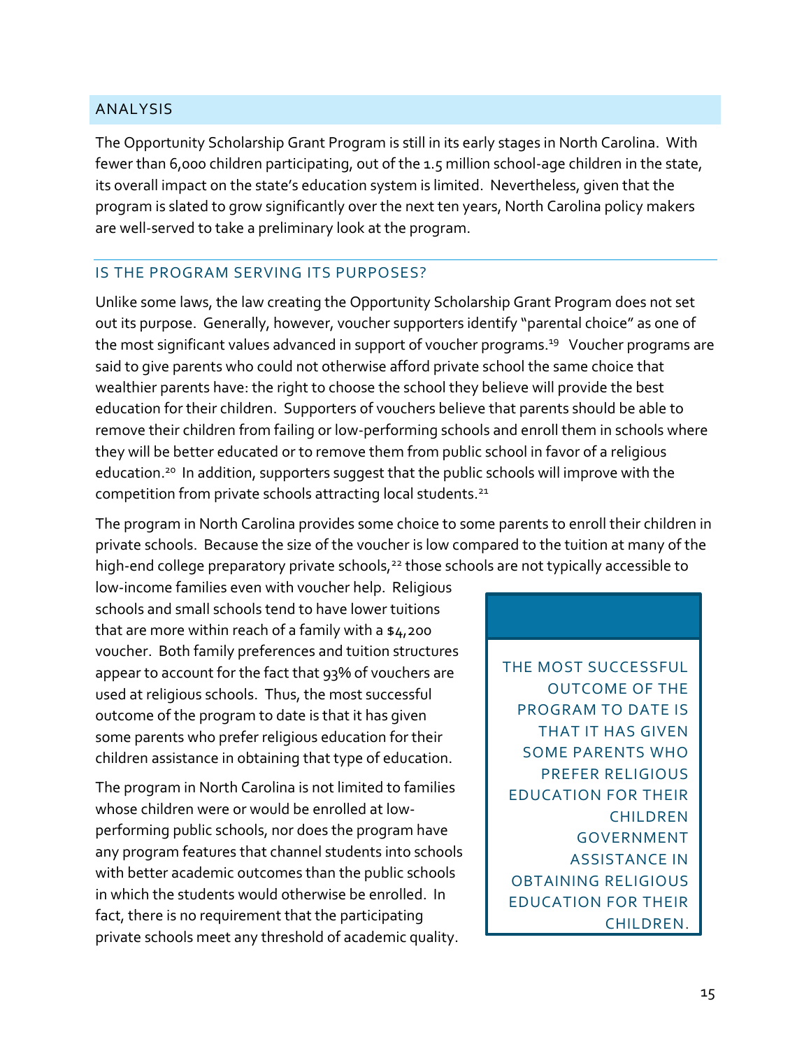## ANALYSIS

The Opportunity Scholarship Grant Program is still in its early stages in North Carolina. With fewer than 6,000 children participating, out of the 1.5 million school-age children in the state, its overall impact on the state's education system is limited. Nevertheless, given that the program is slated to grow significantly over the next ten years, North Carolina policy makers are well-served to take a preliminary look at the program.

### IS THE PROGRAM SERVING ITS PURPOSES?

Unlike some laws, the law creating the Opportunity Scholarship Grant Program does not set out its purpose. Generally, however, voucher supporters identify "parental choice" as one of the most significant values advanced in support of voucher programs.[19] Voucher programs are said to give parents who could not otherwise afford private school the same choice that wealthier parents have: the right to choose the school they believe will provide the best education for their children. Supporters of vouchers believe that parents should be able to remove their children from failing or low-performing schools and enroll them in schools where they will be better educated or to remove them from public school in favor of a religious education.[20] In addition, supporters suggest that the public schools will improve with the competition from private schools attracting local students.[21]

The program in North Carolina provides some choice to some parents to enroll their children in private schools. Because the size of the voucher is low compared to the tuition at many of the high-end college preparatory private schools,[22] those schools are not typically accessible to low-income families even with voucher help. Religious schools and small schools tend to have lower tuitions that are more within reach of a family with a $4,200 voucher. Both family preferences and tuition structures appear to account for the fact that 93% of vouchers are used at religious schools. Thus, the most successful outcome of the program to date is that it has given some parents who prefer religious education for their children assistance in obtaining that type of education.

> THE MOST SUCCESSFUL OUTCOME OF THE PROGRAM TO DATE IS THAT IT HAS GIVEN SOME PARENTS WHO PREFER RELIGIOUS EDUCATION FOR THEIR CHILDREN GOVERNMENT ASSISTANCE IN OBTAINING RELIGIOUS EDUCATION FOR THEIR CHILDREN.

The program in North Carolina is not limited to families whose children were or would be enrolled at low-performing public schools, nor does the program have any program features that channel students into schools with better academic outcomes than the public schools in which the students would otherwise be enrolled. In fact, there is no requirement that the participating private schools meet any threshold of academic quality.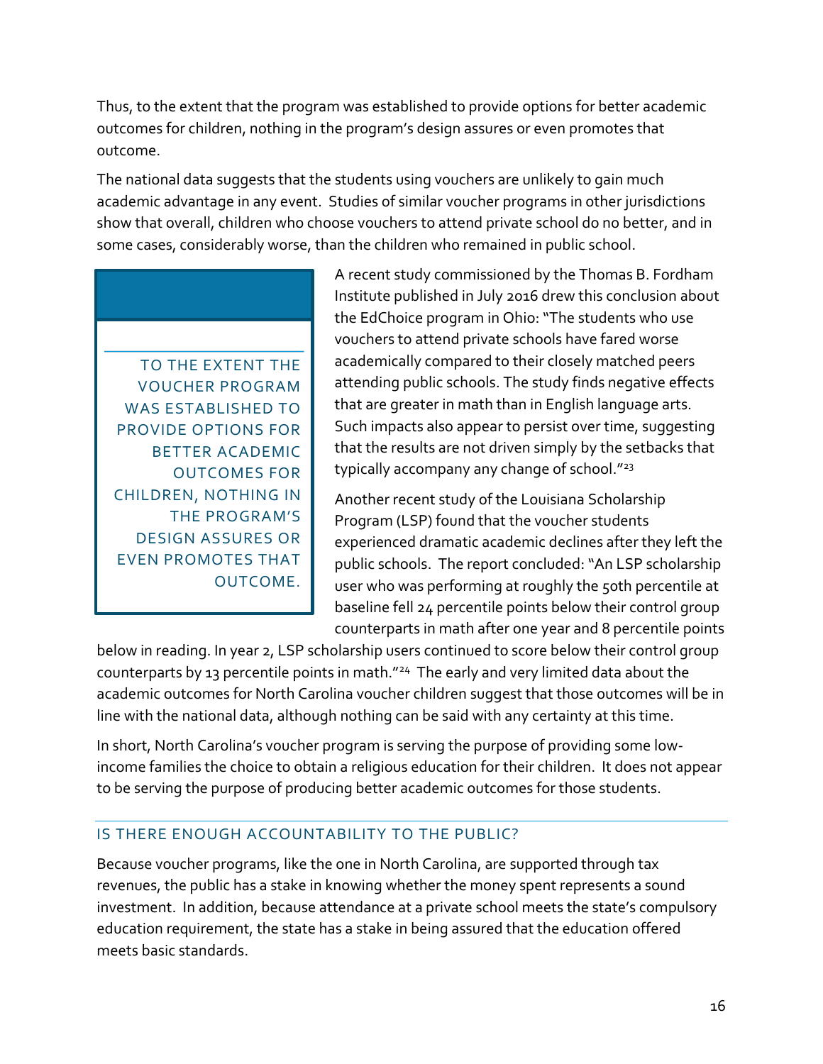Thus, to the extent that the program was established to provide options for better academic outcomes for children, nothing in the program's design assures or even promotes that outcome.

The national data suggests that the students using vouchers are unlikely to gain much academic advantage in any event. Studies of similar voucher programs in other jurisdictions show that overall, children who choose vouchers to attend private school do no better, and in some cases, considerably worse, than the children who remained in public school.

> TO THE EXTENT THE VOUCHER PROGRAM WAS ESTABLISHED TO PROVIDE OPTIONS FOR BETTER ACADEMIC OUTCOMES FOR CHILDREN, NOTHING IN THE PROGRAM'S DESIGN ASSURES OR EVEN PROMOTES THAT OUTCOME.

A recent study commissioned by the Thomas B. Fordham Institute published in July 2016 drew this conclusion about the EdChoice program in Ohio: "The students who use vouchers to attend private schools have fared worse academically compared to their closely matched peers attending public schools. The study finds negative effects that are greater in math than in English language arts. Such impacts also appear to persist over time, suggesting that the results are not driven simply by the setbacks that typically accompany any change of school."[23]

Another recent study of the Louisiana Scholarship Program (LSP) found that the voucher students experienced dramatic academic declines after they left the public schools. The report concluded: "An LSP scholarship user who was performing at roughly the 50th percentile at baseline fell 24 percentile points below their control group counterparts in math after one year and 8 percentile points below in reading. In year 2, LSP scholarship users continued to score below their control group counterparts by 13 percentile points in math."[24] The early and very limited data about the academic outcomes for North Carolina voucher children suggest that those outcomes will be in line with the national data, although nothing can be said with any certainty at this time.

In short, North Carolina's voucher program is serving the purpose of providing some low-income families the choice to obtain a religious education for their children. It does not appear to be serving the purpose of producing better academic outcomes for those students.

## IS THERE ENOUGH ACCOUNTABILITY TO THE PUBLIC?

Because voucher programs, like the one in North Carolina, are supported through tax revenues, the public has a stake in knowing whether the money spent represents a sound investment. In addition, because attendance at a private school meets the state's compulsory education requirement, the state has a stake in being assured that the education offered meets basic standards.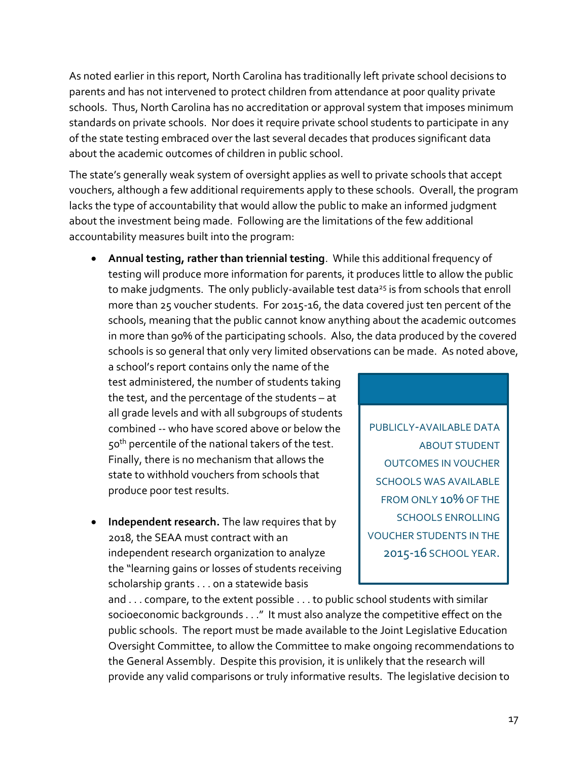As noted earlier in this report, North Carolina has traditionally left private school decisions to parents and has not intervened to protect children from attendance at poor quality private schools. Thus, North Carolina has no accreditation or approval system that imposes minimum standards on private schools. Nor does it require private school students to participate in any of the state testing embraced over the last several decades that produces significant data about the academic outcomes of children in public school.

The state's generally weak system of oversight applies as well to private schools that accept vouchers, although a few additional requirements apply to these schools. Overall, the program lacks the type of accountability that would allow the public to make an informed judgment about the investment being made. Following are the limitations of the few additional accountability measures built into the program:

- **Annual testing, rather than triennial testing**. While this additional frequency of testing will produce more information for parents, it produces little to allow the public to make judgments. The only publicly-available test data[25] is from schools that enroll more than 25 voucher students. For 2015-16, the data covered just ten percent of the schools, meaning that the public cannot know anything about the academic outcomes in more than 90% of the participating schools. Also, the data produced by the covered schools is so general that only very limited observations can be made. As noted above, a school's report contains only the name of the test administered, the number of students taking the test, and the percentage of the students – at all grade levels and with all subgroups of students combined -- who have scored above or below the 50th percentile of the national takers of the test. Finally, there is no mechanism that allows the state to withhold vouchers from schools that produce poor test results.

- **Independent research.** The law requires that by 2018, the SEAA must contract with an independent research organization to analyze the "learning gains or losses of students receiving scholarship grants . . . on a statewide basis and . . . compare, to the extent possible . . . to public school students with similar socioeconomic backgrounds . . ." It must also analyze the competitive effect on the public schools. The report must be made available to the Joint Legislative Education Oversight Committee, to allow the Committee to make ongoing recommendations to the General Assembly. Despite this provision, it is unlikely that the research will provide any valid comparisons or truly informative results. The legislative decision to

> PUBLICLY-AVAILABLE DATA ABOUT STUDENT OUTCOMES IN VOUCHER SCHOOLS WAS AVAILABLE FROM ONLY 10% OF THE SCHOOLS ENROLLING VOUCHER STUDENTS IN THE 2015-16 SCHOOL YEAR.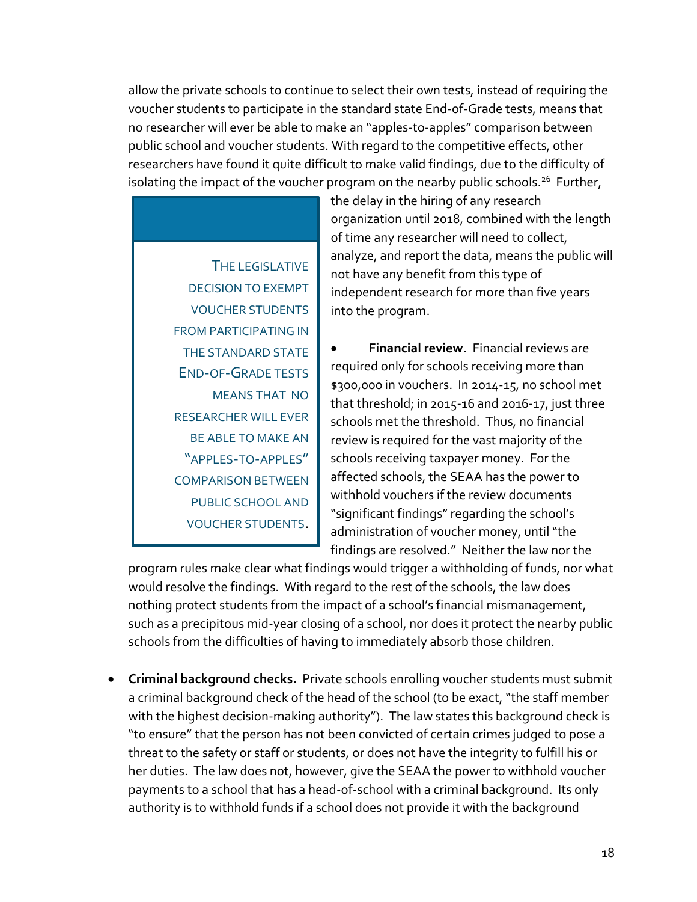allow the private schools to continue to select their own tests, instead of requiring the voucher students to participate in the standard state End-of-Grade tests, means that no researcher will ever be able to make an "apples-to-apples" comparison between public school and voucher students. With regard to the competitive effects, other researchers have found it quite difficult to make valid findings, due to the difficulty of isolating the impact of the voucher program on the nearby public schools.[26] Further, the delay in the hiring of any research organization until 2018, combined with the length of time any researcher will need to collect, analyze, and report the data, means the public will not have any benefit from this type of independent research for more than five years into the program.

> THE LEGISLATIVE DECISION TO EXEMPT VOUCHER STUDENTS FROM PARTICIPATING IN THE STANDARD STATE END-OF-GRADE TESTS MEANS THAT NO RESEARCHER WILL EVER BE ABLE TO MAKE AN "APPLES-TO-APPLES" COMPARISON BETWEEN PUBLIC SCHOOL AND VOUCHER STUDENTS.

- **Financial review.** Financial reviews are required only for schools receiving more than $300,000 in vouchers. In 2014-15, no school met that threshold; in 2015-16 and 2016-17, just three schools met the threshold. Thus, no financial review is required for the vast majority of the schools receiving taxpayer money. For the affected schools, the SEAA has the power to withhold vouchers if the review documents "significant findings" regarding the school's administration of voucher money, until "the findings are resolved." Neither the law nor the program rules make clear what findings would trigger a withholding of funds, nor what would resolve the findings. With regard to the rest of the schools, the law does nothing protect students from the impact of a school's financial mismanagement, such as a precipitous mid-year closing of a school, nor does it protect the nearby public schools from the difficulties of having to immediately absorb those children.

- **Criminal background checks.** Private schools enrolling voucher students must submit a criminal background check of the head of the school (to be exact, "the staff member with the highest decision-making authority"). The law states this background check is "to ensure" that the person has not been convicted of certain crimes judged to pose a threat to the safety or staff or students, or does not have the integrity to fulfill his or her duties. The law does not, however, give the SEAA the power to withhold voucher payments to a school that has a head-of-school with a criminal background. Its only authority is to withhold funds if a school does not provide it with the background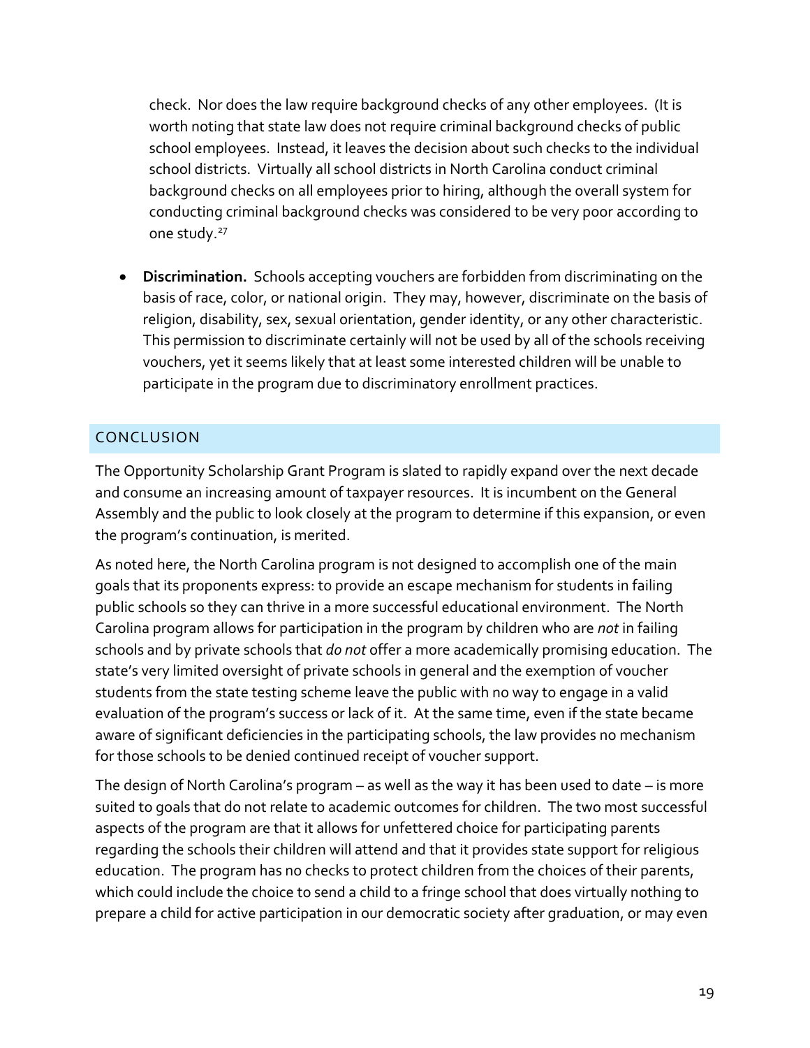check. Nor does the law require background checks of any other employees. (It is worth noting that state law does not require criminal background checks of public school employees. Instead, it leaves the decision about such checks to the individual school districts. Virtually all school districts in North Carolina conduct criminal background checks on all employees prior to hiring, although the overall system for conducting criminal background checks was considered to be very poor according to one study.[27]

- **Discrimination.** Schools accepting vouchers are forbidden from discriminating on the basis of race, color, or national origin. They may, however, discriminate on the basis of religion, disability, sex, sexual orientation, gender identity, or any other characteristic. This permission to discriminate certainly will not be used by all of the schools receiving vouchers, yet it seems likely that at least some interested children will be unable to participate in the program due to discriminatory enrollment practices.

## CONCLUSION

The Opportunity Scholarship Grant Program is slated to rapidly expand over the next decade and consume an increasing amount of taxpayer resources. It is incumbent on the General Assembly and the public to look closely at the program to determine if this expansion, or even the program's continuation, is merited.

As noted here, the North Carolina program is not designed to accomplish one of the main goals that its proponents express: to provide an escape mechanism for students in failing public schools so they can thrive in a more successful educational environment. The North Carolina program allows for participation in the program by children who are *not* in failing schools and by private schools that *do not* offer a more academically promising education. The state's very limited oversight of private schools in general and the exemption of voucher students from the state testing scheme leave the public with no way to engage in a valid evaluation of the program's success or lack of it. At the same time, even if the state became aware of significant deficiencies in the participating schools, the law provides no mechanism for those schools to be denied continued receipt of voucher support.

The design of North Carolina's program – as well as the way it has been used to date – is more suited to goals that do not relate to academic outcomes for children. The two most successful aspects of the program are that it allows for unfettered choice for participating parents regarding the schools their children will attend and that it provides state support for religious education. The program has no checks to protect children from the choices of their parents, which could include the choice to send a child to a fringe school that does virtually nothing to prepare a child for active participation in our democratic society after graduation, or may even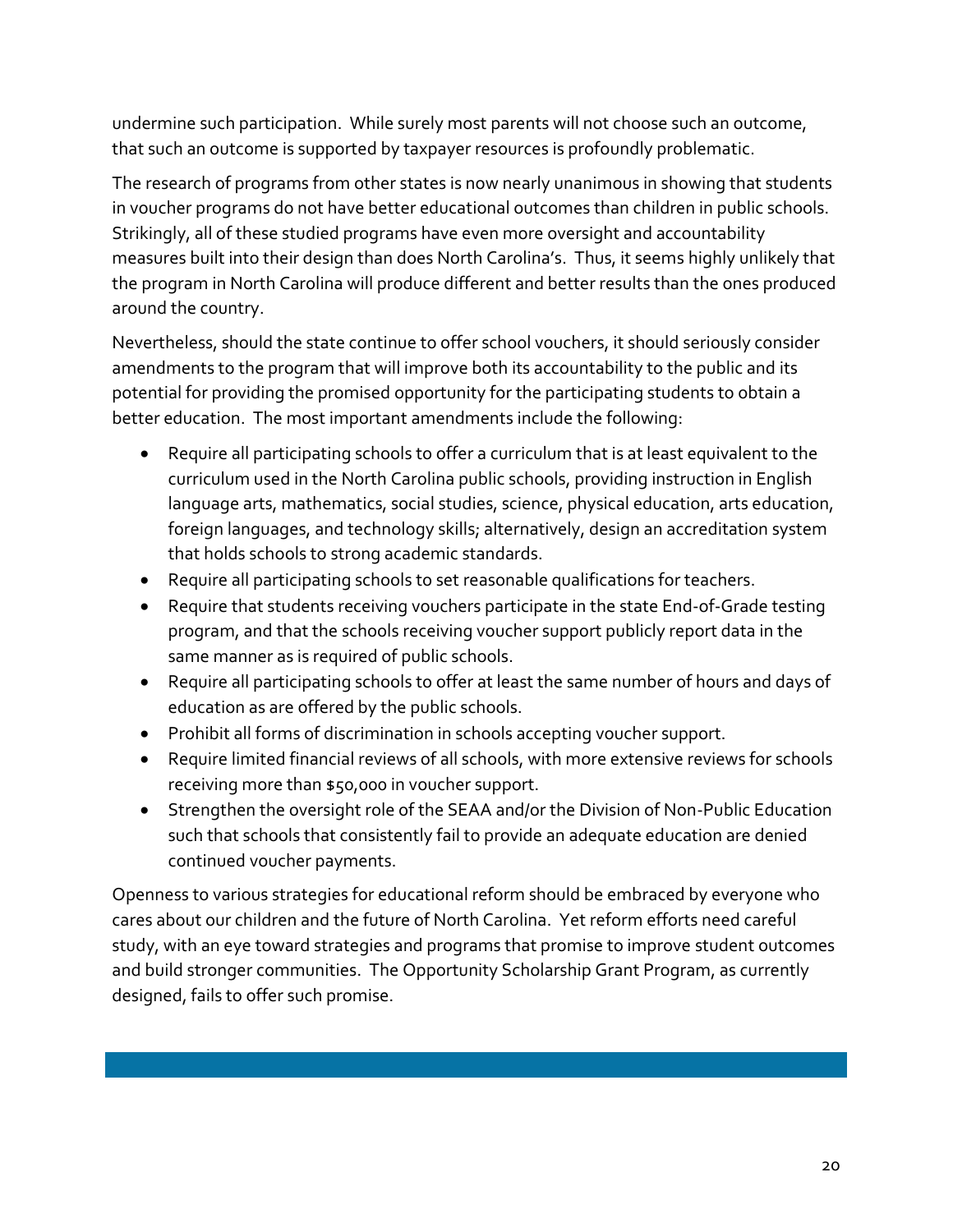undermine such participation. While surely most parents will not choose such an outcome, that such an outcome is supported by taxpayer resources is profoundly problematic.

The research of programs from other states is now nearly unanimous in showing that students in voucher programs do not have better educational outcomes than children in public schools. Strikingly, all of these studied programs have even more oversight and accountability measures built into their design than does North Carolina's. Thus, it seems highly unlikely that the program in North Carolina will produce different and better results than the ones produced around the country.

Nevertheless, should the state continue to offer school vouchers, it should seriously consider amendments to the program that will improve both its accountability to the public and its potential for providing the promised opportunity for the participating students to obtain a better education. The most important amendments include the following:

- Require all participating schools to offer a curriculum that is at least equivalent to the curriculum used in the North Carolina public schools, providing instruction in English language arts, mathematics, social studies, science, physical education, arts education, foreign languages, and technology skills; alternatively, design an accreditation system that holds schools to strong academic standards.
- Require all participating schools to set reasonable qualifications for teachers.
- Require that students receiving vouchers participate in the state End-of-Grade testing program, and that the schools receiving voucher support publicly report data in the same manner as is required of public schools.
- Require all participating schools to offer at least the same number of hours and days of education as are offered by the public schools.
- Prohibit all forms of discrimination in schools accepting voucher support.
- Require limited financial reviews of all schools, with more extensive reviews for schools receiving more than $50,000 in voucher support.
- Strengthen the oversight role of the SEAA and/or the Division of Non-Public Education such that schools that consistently fail to provide an adequate education are denied continued voucher payments.

Openness to various strategies for educational reform should be embraced by everyone who cares about our children and the future of North Carolina. Yet reform efforts need careful study, with an eye toward strategies and programs that promise to improve student outcomes and build stronger communities. The Opportunity Scholarship Grant Program, as currently designed, fails to offer such promise.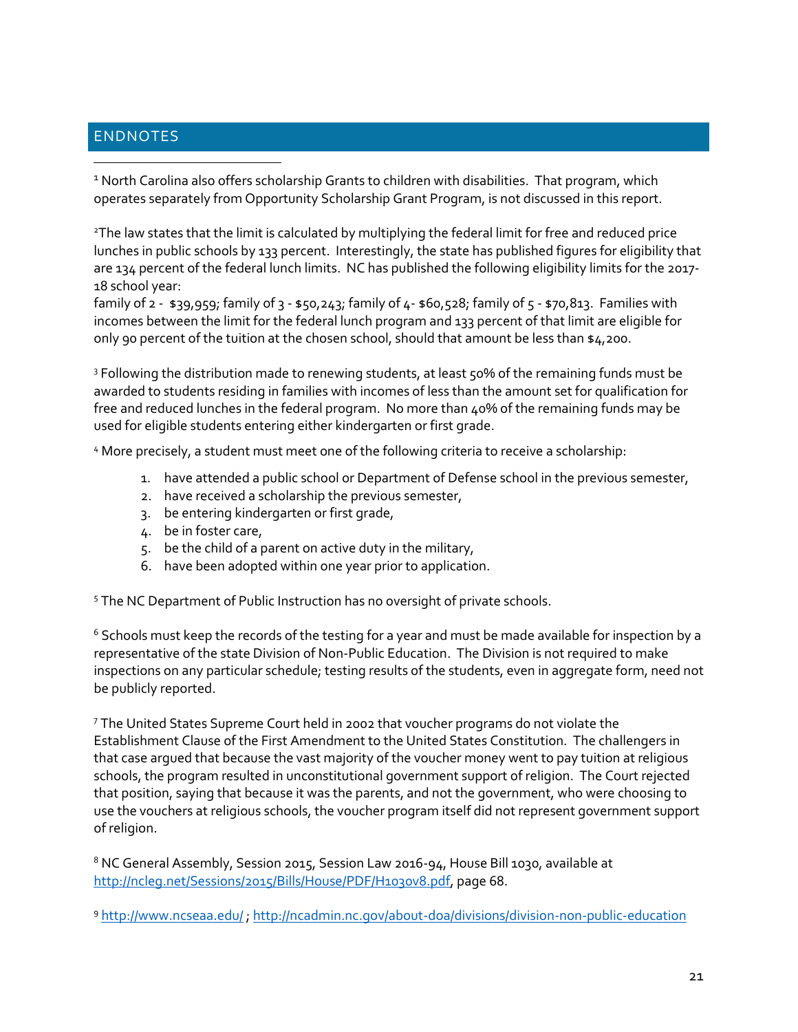## ENDNOTES

[1] North Carolina also offers scholarship Grants to children with disabilities. That program, which operates separately from Opportunity Scholarship Grant Program, is not discussed in this report.

[2] The law states that the limit is calculated by multiplying the federal limit for free and reduced price lunches in public schools by 133 percent. Interestingly, the state has published figures for eligibility that are 134 percent of the federal lunch limits. NC has published the following eligibility limits for the 2017-18 school year:
family of 2 - $39,959; family of 3 - $50,243; family of 4- $60,528; family of 5 - $70,813. Families with incomes between the limit for the federal lunch program and 133 percent of that limit are eligible for only 90 percent of the tuition at the chosen school, should that amount be less than $4,200.

[3] Following the distribution made to renewing students, at least 50% of the remaining funds must be awarded to students residing in families with incomes of less than the amount set for qualification for free and reduced lunches in the federal program. No more than 40% of the remaining funds may be used for eligible students entering either kindergarten or first grade.

[4] More precisely, a student must meet one of the following criteria to receive a scholarship:

1. have attended a public school or Department of Defense school in the previous semester,
2. have received a scholarship the previous semester,
3. be entering kindergarten or first grade,
4. be in foster care,
5. be the child of a parent on active duty in the military,
6. have been adopted within one year prior to application.

[5] The NC Department of Public Instruction has no oversight of private schools.

[6] Schools must keep the records of the testing for a year and must be made available for inspection by a representative of the state Division of Non-Public Education. The Division is not required to make inspections on any particular schedule; testing results of the students, even in aggregate form, need not be publicly reported.

[7] The United States Supreme Court held in 2002 that voucher programs do not violate the Establishment Clause of the First Amendment to the United States Constitution. The challengers in that case argued that because the vast majority of the voucher money went to pay tuition at religious schools, the program resulted in unconstitutional government support of religion. The Court rejected that position, saying that because it was the parents, and not the government, who were choosing to use the vouchers at religious schools, the voucher program itself did not represent government support of religion.

[8] NC General Assembly, Session 2015, Session Law 2016-94, House Bill 1030, available at http://ncleg.net/Sessions/2015/Bills/House/PDF/H1030v8.pdf, page 68.

[9] http://www.ncseaa.edu/ ; http://ncadmin.nc.gov/about-doa/divisions/division-non-public-education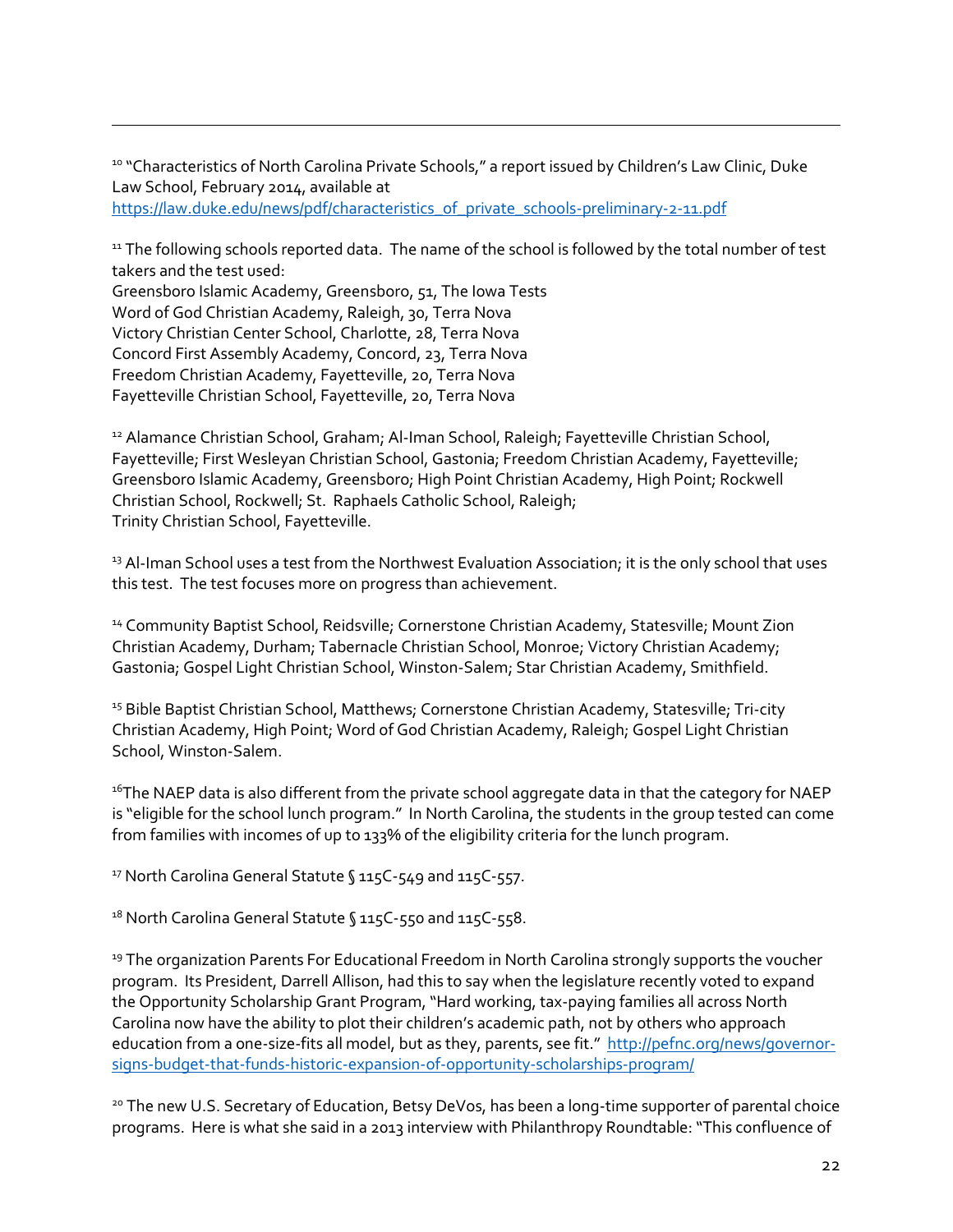[10] "Characteristics of North Carolina Private Schools," a report issued by Children's Law Clinic, Duke Law School, February 2014, available at https://law.duke.edu/news/pdf/characteristics_of_private_schools-preliminary-2-11.pdf

[11] The following schools reported data. The name of the school is followed by the total number of test takers and the test used:
Greensboro Islamic Academy, Greensboro, 51, The Iowa Tests
Word of God Christian Academy, Raleigh, 30, Terra Nova
Victory Christian Center School, Charlotte, 28, Terra Nova
Concord First Assembly Academy, Concord, 23, Terra Nova
Freedom Christian Academy, Fayetteville, 20, Terra Nova
Fayetteville Christian School, Fayetteville, 20, Terra Nova

[12] Alamance Christian School, Graham; Al-Iman School, Raleigh; Fayetteville Christian School, Fayetteville; First Wesleyan Christian School, Gastonia; Freedom Christian Academy, Fayetteville; Greensboro Islamic Academy, Greensboro; High Point Christian Academy, High Point; Rockwell Christian School, Rockwell; St. Raphaels Catholic School, Raleigh;
Trinity Christian School, Fayetteville.

[13] Al-Iman School uses a test from the Northwest Evaluation Association; it is the only school that uses this test. The test focuses more on progress than achievement.

[14] Community Baptist School, Reidsville; Cornerstone Christian Academy, Statesville; Mount Zion Christian Academy, Durham; Tabernacle Christian School, Monroe; Victory Christian Academy; Gastonia; Gospel Light Christian School, Winston-Salem; Star Christian Academy, Smithfield.

[15] Bible Baptist Christian School, Matthews; Cornerstone Christian Academy, Statesville; Tri-city Christian Academy, High Point; Word of God Christian Academy, Raleigh; Gospel Light Christian School, Winston-Salem.

[16] The NAEP data is also different from the private school aggregate data in that the category for NAEP is "eligible for the school lunch program." In North Carolina, the students in the group tested can come from families with incomes of up to 133% of the eligibility criteria for the lunch program.

[17] North Carolina General Statute § 115C-549 and 115C-557.

[18] North Carolina General Statute § 115C-550 and 115C-558.

[19] The organization Parents For Educational Freedom in North Carolina strongly supports the voucher program. Its President, Darrell Allison, had this to say when the legislature recently voted to expand the Opportunity Scholarship Grant Program, "Hard working, tax-paying families all across North Carolina now have the ability to plot their children's academic path, not by others who approach education from a one-size-fits all model, but as they, parents, see fit." http://pefnc.org/news/governor-signs-budget-that-funds-historic-expansion-of-opportunity-scholarships-program/

[20] The new U.S. Secretary of Education, Betsy DeVos, has been a long-time supporter of parental choice programs. Here is what she said in a 2013 interview with Philanthropy Roundtable: "This confluence of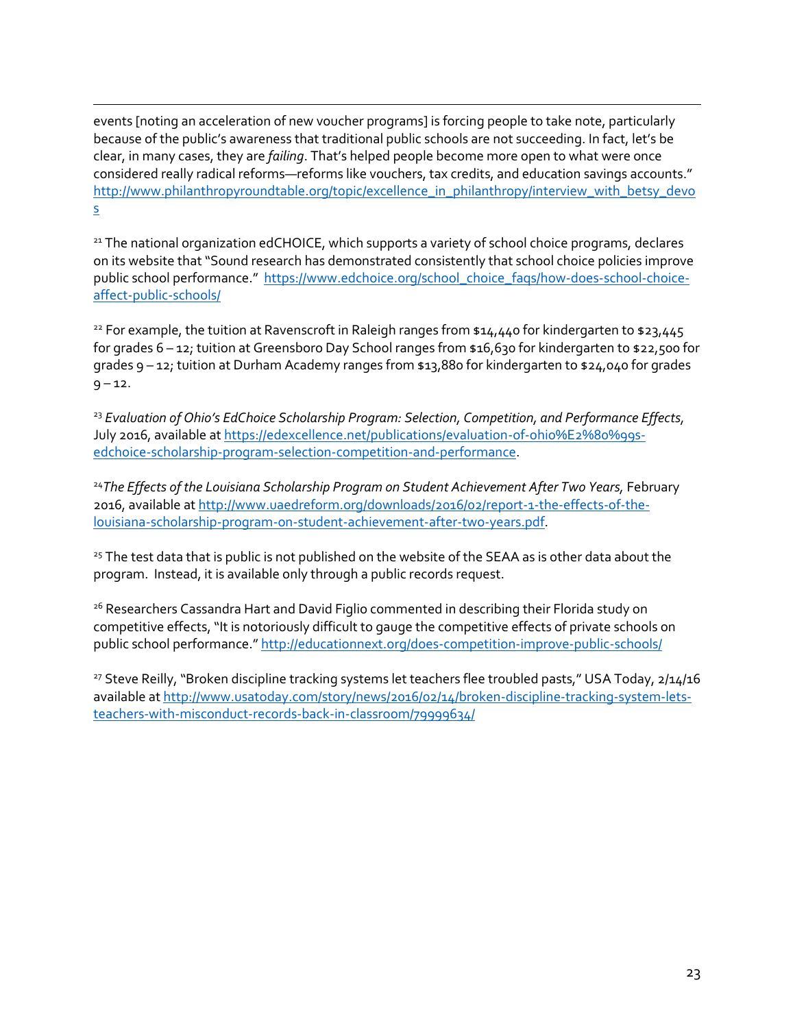events [noting an acceleration of new voucher programs] is forcing people to take note, particularly because of the public's awareness that traditional public schools are not succeeding. In fact, let's be clear, in many cases, they are *failing*. That's helped people become more open to what were once considered really radical reforms—reforms like vouchers, tax credits, and education savings accounts." http://www.philanthropyroundtable.org/topic/excellence_in_philanthropy/interview_with_betsy_devos

[21] The national organization edCHOICE, which supports a variety of school choice programs, declares on its website that "Sound research has demonstrated consistently that school choice policies improve public school performance." https://www.edchoice.org/school_choice_faqs/how-does-school-choice-affect-public-schools/

[22] For example, the tuition at Ravenscroft in Raleigh ranges from $14,440 for kindergarten to $23,445 for grades 6 – 12; tuition at Greensboro Day School ranges from $16,630 for kindergarten to $22,500 for grades 9 – 12; tuition at Durham Academy ranges from $13,880 for kindergarten to $24,040 for grades 9 – 12.

[23] *Evaluation of Ohio's EdChoice Scholarship Program: Selection, Competition, and Performance Effects,* July 2016, available at https://edexcellence.net/publications/evaluation-of-ohio%E2%80%99s-edchoice-scholarship-program-selection-competition-and-performance.

[24] *The Effects of the Louisiana Scholarship Program on Student Achievement After Two Years,* February 2016, available at http://www.uaedreform.org/downloads/2016/02/report-1-the-effects-of-the-louisiana-scholarship-program-on-student-achievement-after-two-years.pdf.

[25] The test data that is public is not published on the website of the SEAA as is other data about the program. Instead, it is available only through a public records request.

[26] Researchers Cassandra Hart and David Figlio commented in describing their Florida study on competitive effects, "It is notoriously difficult to gauge the competitive effects of private schools on public school performance." http://educationnext.org/does-competition-improve-public-schools/

[27] Steve Reilly, "Broken discipline tracking systems let teachers flee troubled pasts," USA Today, 2/14/16 available at http://www.usatoday.com/story/news/2016/02/14/broken-discipline-tracking-system-lets-teachers-with-misconduct-records-back-in-classroom/79999634/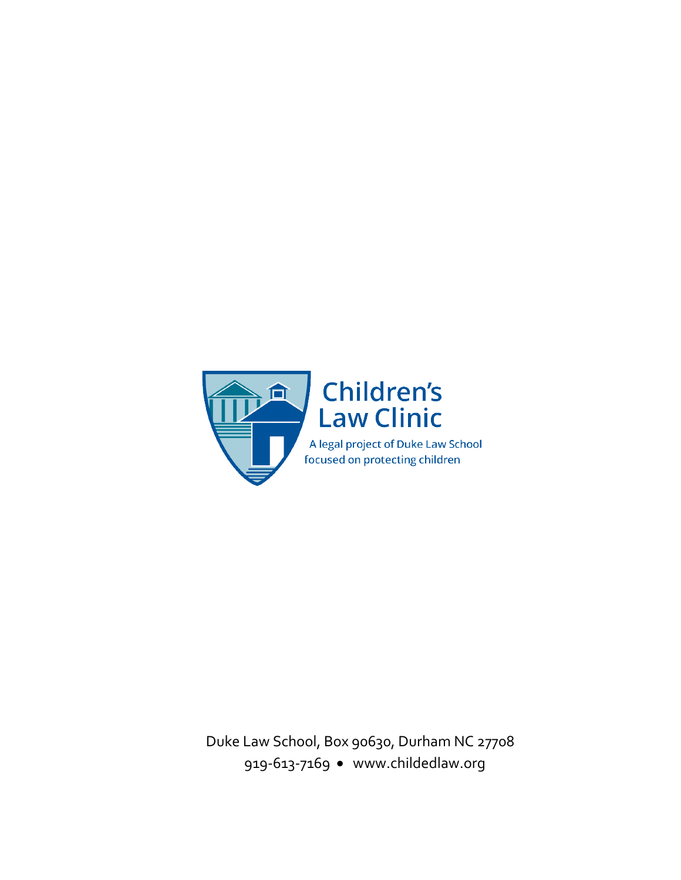Children's Law Clinic

A legal project of Duke Law School focused on protecting children

Duke Law School, Box 90630, Durham NC 27708

919-613-7169 • www.childedlaw.org